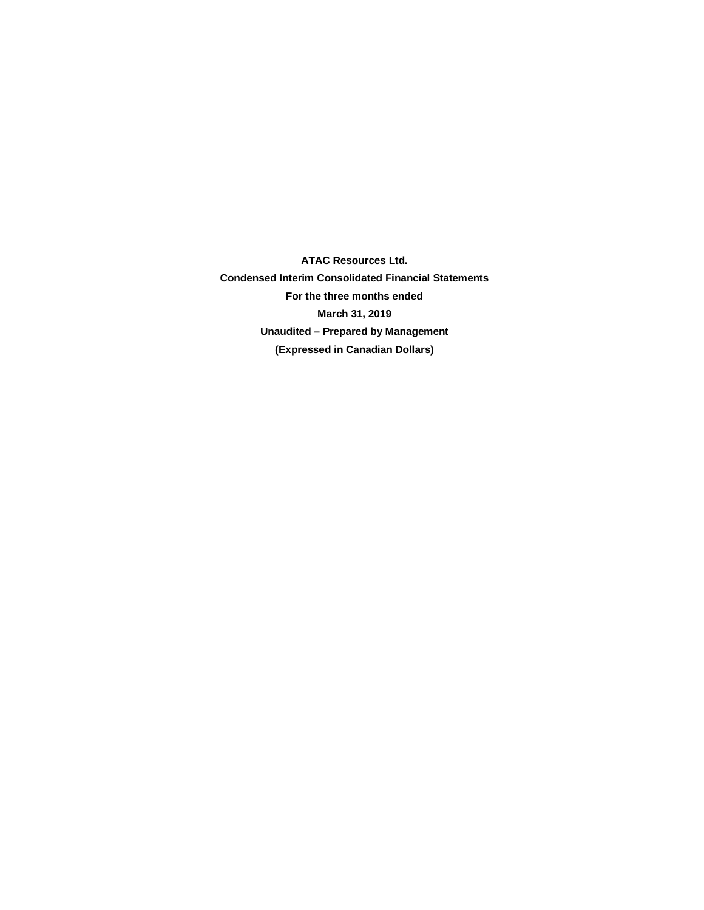**ATAC Resources Ltd.**

**Condensed Interim Consolidated Financial Statements**

**For the three months ended**

**March 31, 2019**

**Unaudited – Prepared by Management**

**(Expressed in Canadian Dollars)**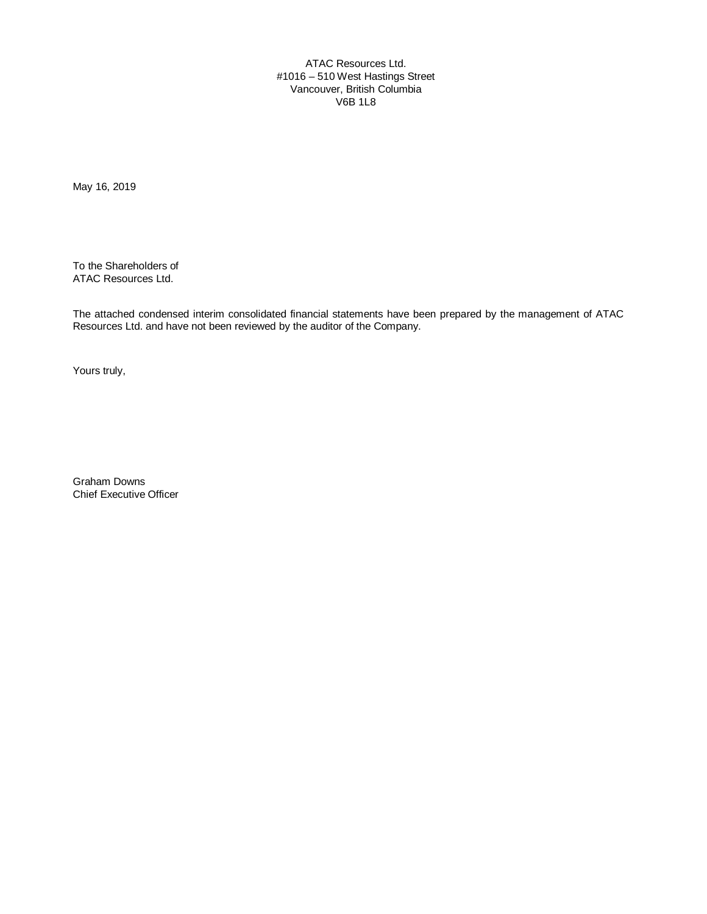ATAC Resources Ltd.
#1016 – 510 West Hastings Street
Vancouver, British Columbia
V6B 1L8

May 16, 2019

To the Shareholders of
ATAC Resources Ltd.

The attached condensed interim consolidated financial statements have been prepared by the management of ATAC Resources Ltd. and have not been reviewed by the auditor of the Company.

Yours truly,

Graham Downs
Chief Executive Officer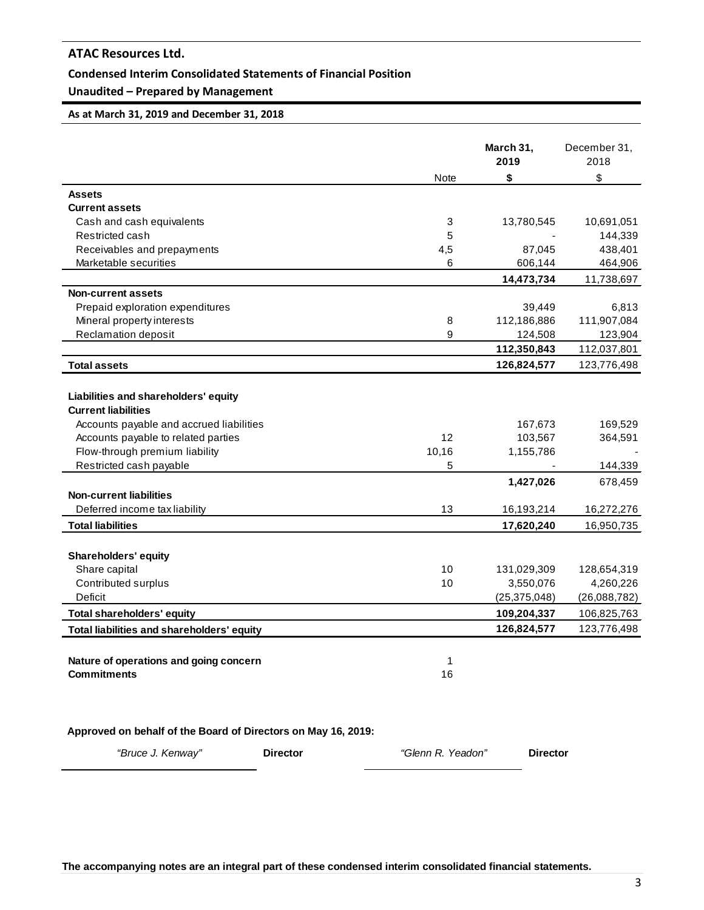**ATAC Resources Ltd.**

**Condensed Interim Consolidated Statements of Financial Position**

**Unaudited – Prepared by Management**

**As at March 31, 2019 and December 31, 2018**

| | Note | **March 31, 2019** | December 31, 2018 |
|---|---|---|---|
| | | **$** | $ |
| **Assets** | | | |
| **Current assets** | | | |
| Cash and cash equivalents | 3 | 13,780,545 | 10,691,051 |
| Restricted cash | 5 | - | 144,339 |
| Receivables and prepayments | 4,5 | 87,045 | 438,401 |
| Marketable securities | 6 | 606,144 | 464,906 |
| | | **14,473,734** | 11,738,697 |
| **Non-current assets** | | | |
| Prepaid exploration expenditures | | 39,449 | 6,813 |
| Mineral property interests | 8 | 112,186,886 | 111,907,084 |
| Reclamation deposit | 9 | 124,508 | 123,904 |
| | | **112,350,843** | 112,037,801 |
| **Total assets** | | **126,824,577** | 123,776,498 |
| | | | |
| **Liabilities and shareholders' equity** | | | |
| **Current liabilities** | | | |
| Accounts payable and accrued liabilities | | 167,673 | 169,529 |
| Accounts payable to related parties | 12 | 103,567 | 364,591 |
| Flow-through premium liability | 10,16 | 1,155,786 | - |
| Restricted cash payable | 5 | - | 144,339 |
| | | **1,427,026** | 678,459 |
| **Non-current liabilities** | | | |
| Deferred income tax liability | 13 | 16,193,214 | 16,272,276 |
| **Total liabilities** | | **17,620,240** | 16,950,735 |
| | | | |
| **Shareholders' equity** | | | |
| Share capital | 10 | 131,029,309 | 128,654,319 |
| Contributed surplus | 10 | 3,550,076 | 4,260,226 |
| Deficit | | (25,375,048) | (26,088,782) |
| **Total shareholders' equity** | | **109,204,337** | 106,825,763 |
| **Total liabilities and shareholders' equity** | | **126,824,577** | 123,776,498 |
| | | | |
| **Nature of operations and going concern** | 1 | | |
| **Commitments** | 16 | | |

**Approved on behalf of the Board of Directors on May 16, 2019:**

*"Bruce J. Kenway"* **Director** *"Glenn R. Yeadon"* **Director**

**The accompanying notes are an integral part of these condensed interim consolidated financial statements.**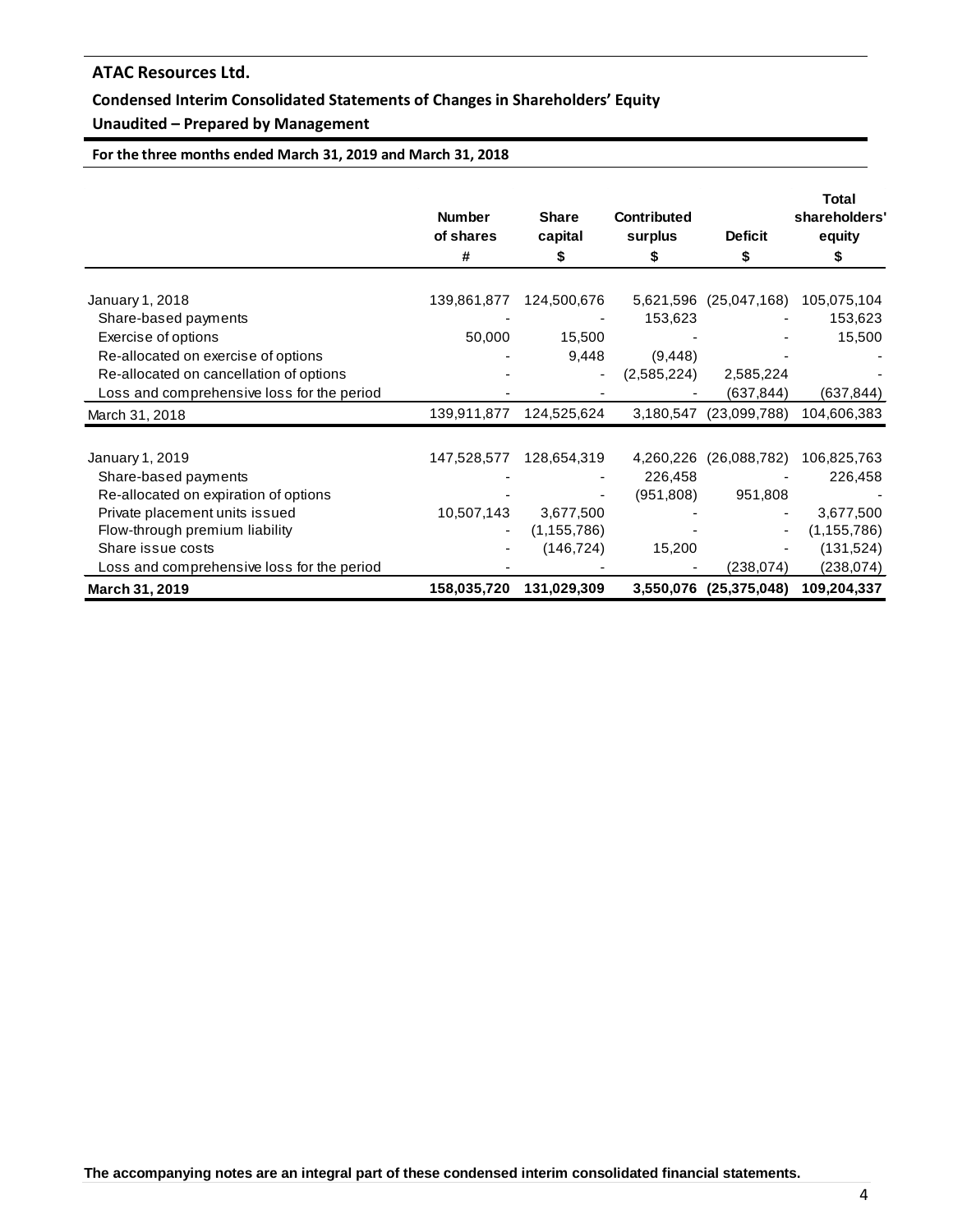## ATAC Resources Ltd.

### Condensed Interim Consolidated Statements of Changes in Shareholders' Equity

### Unaudited – Prepared by Management

**For the three months ended March 31, 2019 and March 31, 2018**

| | Number of shares<br>#| Share capital<br>$ | Contributed surplus<br>$ | Deficit<br>$ | Total shareholders' equity<br>$ |
|---|---|---|---|---|---|
| January 1, 2018 | 139,861,877 | 124,500,676 | 5,621,596 | (25,047,168) | 105,075,104 |
| Share-based payments | - | - | 153,623 | - | 153,623 |
| Exercise of options | 50,000 | 15,500 | - | - | 15,500 |
| Re-allocated on exercise of options | - | 9,448 | (9,448) | - | - |
| Re-allocated on cancellation of options | - | - | (2,585,224) | 2,585,224 | - |
| Loss and comprehensive loss for the period | - | - | - | (637,844) | (637,844) |
| March 31, 2018 | 139,911,877 | 124,525,624 | 3,180,547 | (23,099,788) | 104,606,383 |
| | | | | | |
| January 1, 2019 | 147,528,577 | 128,654,319 | 4,260,226 | (26,088,782) | 106,825,763 |
| Share-based payments | - | - | 226,458 | - | 226,458 |
| Re-allocated on expiration of options | - | - | (951,808) | 951,808 | - |
| Private placement units issued | 10,507,143 | 3,677,500 | - | - | 3,677,500 |
| Flow-through premium liability | - | (1,155,786) | - | - | (1,155,786) |
| Share issue costs | - | (146,724) | 15,200 | - | (131,524) |
| Loss and comprehensive loss for the period | - | - | - | (238,074) | (238,074) |
| **March 31, 2019** | **158,035,720** | **131,029,309** | **3,550,076** | **(25,375,048)** | **109,204,337** |

**The accompanying notes are an integral part of these condensed interim consolidated financial statements.**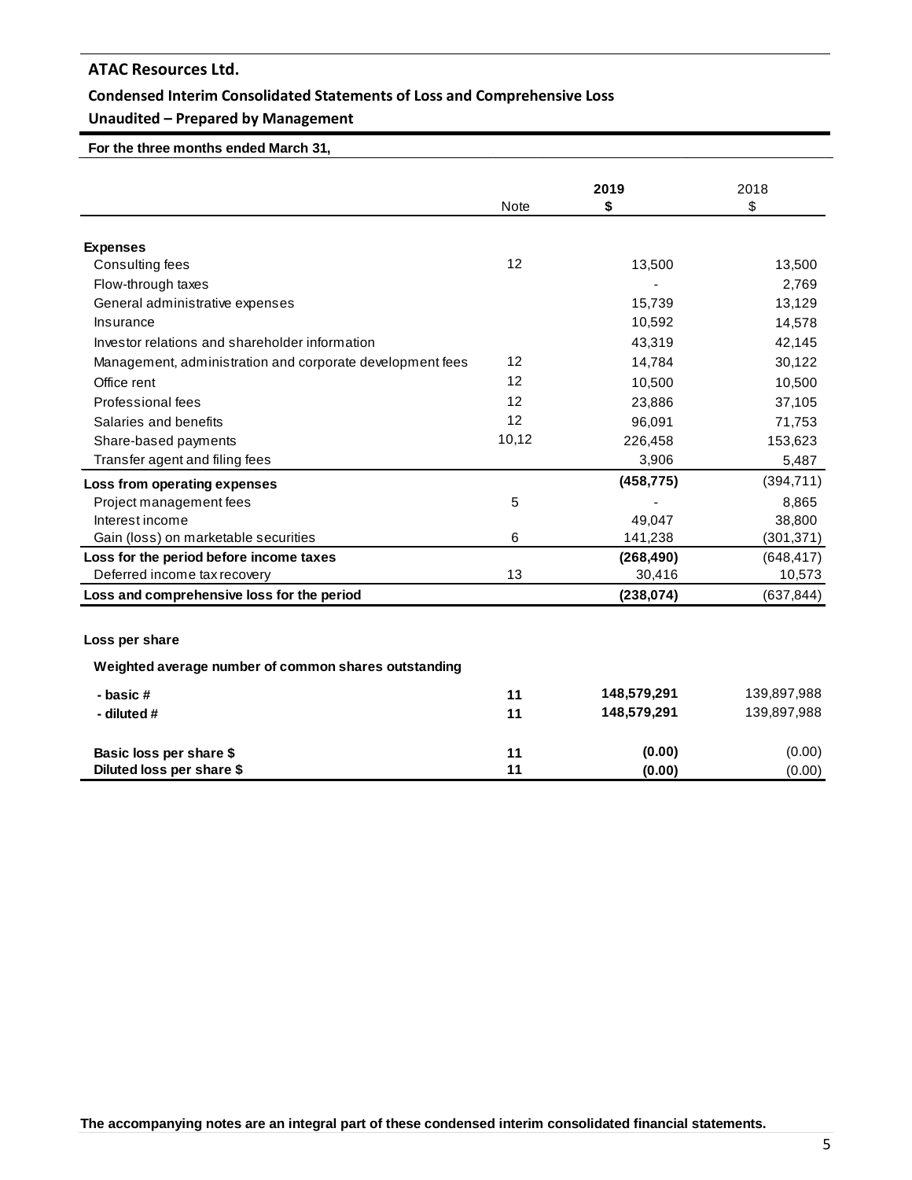## ATAC Resources Ltd.

### Condensed Interim Consolidated Statements of Loss and Comprehensive Loss

### Unaudited – Prepared by Management

**For the three months ended March 31,**

| | Note | **2019** **$** | 2018 $ |
|---|---|---|---|
| **Expenses** | | | |
| Consulting fees | 12 | 13,500 | 13,500 |
| Flow-through taxes | | - | 2,769 |
| General administrative expenses | | 15,739 | 13,129 |
| Insurance | | 10,592 | 14,578 |
| Investor relations and shareholder information | | 43,319 | 42,145 |
| Management, administration and corporate development fees | 12 | 14,784 | 30,122 |
| Office rent | 12 | 10,500 | 10,500 |
| Professional fees | 12 | 23,886 | 37,105 |
| Salaries and benefits | 12 | 96,091 | 71,753 |
| Share-based payments | 10,12 | 226,458 | 153,623 |
| Transfer agent and filing fees | | 3,906 | 5,487 |
| **Loss from operating expenses** | | **(458,775)** | (394,711) |
| Project management fees | 5 | - | 8,865 |
| Interest income | | 49,047 | 38,800 |
| Gain (loss) on marketable securities | 6 | 141,238 | (301,371) |
| **Loss for the period before income taxes** | | **(268,490)** | (648,417) |
| Deferred income tax recovery | 13 | 30,416 | 10,573 |
| **Loss and comprehensive loss for the period** | | **(238,074)** | (637,844) |
| | | | |
| **Loss per share** | | | |
| **Weighted average number of common shares outstanding** | | | |
| **- basic #** | **11** | **148,579,291** | 139,897,988 |
| **- diluted #** | **11** | **148,579,291** | 139,897,988 |
| | | | |
| **Basic loss per share $** | **11** | **(0.00)** | (0.00) |
| **Diluted loss per share $** | **11** | **(0.00)** | (0.00) |

**The accompanying notes are an integral part of these condensed interim consolidated financial statements.**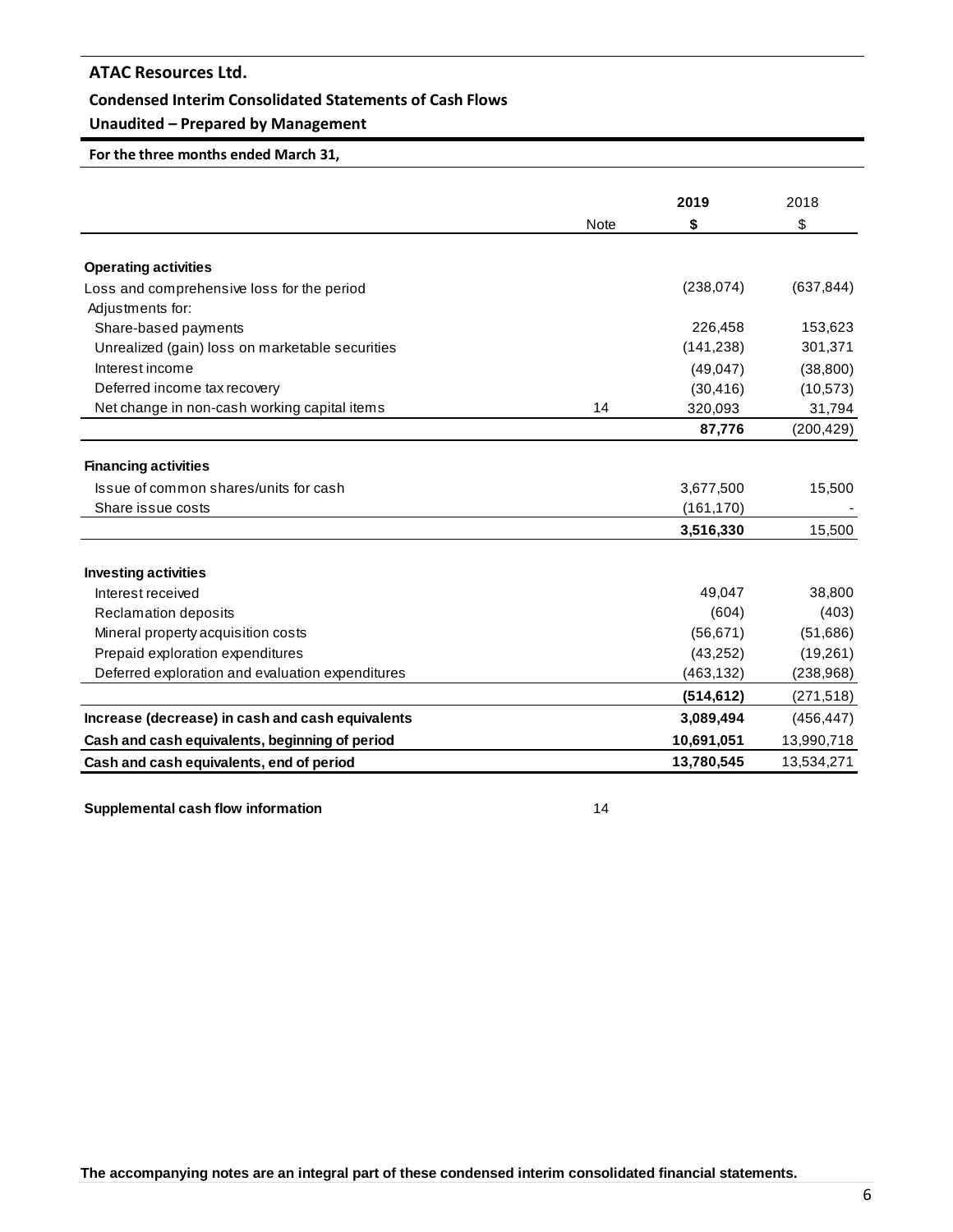## ATAC Resources Ltd.

### Condensed Interim Consolidated Statements of Cash Flows

### Unaudited – Prepared by Management

**For the three months ended March 31,**

| | Note | **2019** | 2018 |
|---|---|---|---|
| | | **$** | $ |
| **Operating activities** | | | |
| Loss and comprehensive loss for the period | | (238,074) | (637,844) |
| Adjustments for: | | | |
| Share-based payments | | 226,458 | 153,623 |
| Unrealized (gain) loss on marketable securities | | (141,238) | 301,371 |
| Interest income | | (49,047) | (38,800) |
| Deferred income tax recovery | | (30,416) | (10,573) |
| Net change in non-cash working capital items | 14 | 320,093 | 31,794 |
| | | **87,776** | (200,429) |
| **Financing activities** | | | |
| Issue of common shares/units for cash | | 3,677,500 | 15,500 |
| Share issue costs | | (161,170) | - |
| | | **3,516,330** | 15,500 |
| **Investing activities** | | | |
| Interest received | | 49,047 | 38,800 |
| Reclamation deposits | | (604) | (403) |
| Mineral property acquisition costs | | (56,671) | (51,686) |
| Prepaid exploration expenditures | | (43,252) | (19,261) |
| Deferred exploration and evaluation expenditures | | (463,132) | (238,968) |
| | | **(514,612)** | (271,518) |
| **Increase (decrease) in cash and cash equivalents** | | **3,089,494** | (456,447) |
| **Cash and cash equivalents, beginning of period** | | **10,691,051** | 13,990,718 |
| **Cash and cash equivalents, end of period** | | **13,780,545** | 13,534,271 |

**Supplemental cash flow information** 14

**The accompanying notes are an integral part of these condensed interim consolidated financial statements.**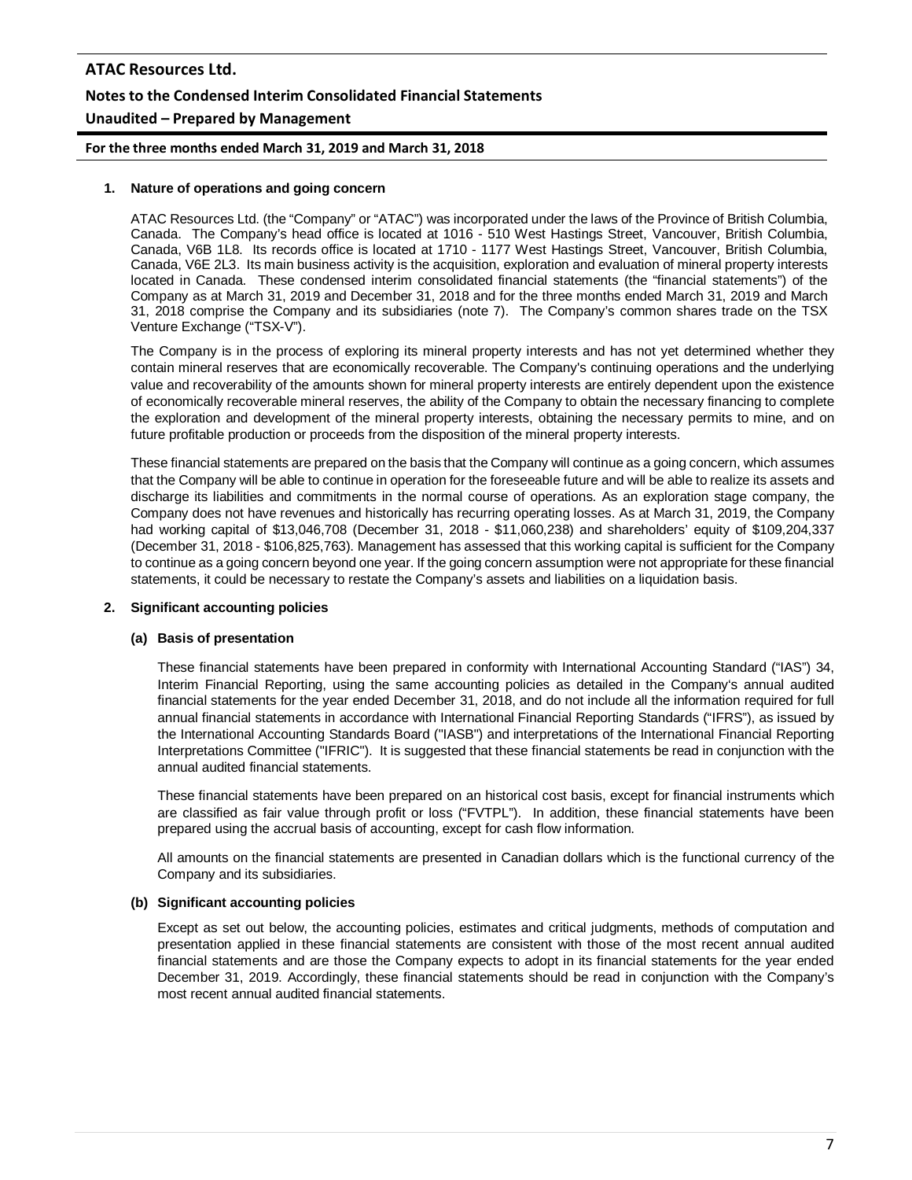## 1. Nature of operations and going concern

ATAC Resources Ltd. (the "Company" or "ATAC") was incorporated under the laws of the Province of British Columbia, Canada. The Company's head office is located at 1016 - 510 West Hastings Street, Vancouver, British Columbia, Canada, V6B 1L8. Its records office is located at 1710 - 1177 West Hastings Street, Vancouver, British Columbia, Canada, V6E 2L3. Its main business activity is the acquisition, exploration and evaluation of mineral property interests located in Canada. These condensed interim consolidated financial statements (the "financial statements") of the Company as at March 31, 2019 and December 31, 2018 and for the three months ended March 31, 2019 and March 31, 2018 comprise the Company and its subsidiaries (note 7). The Company's common shares trade on the TSX Venture Exchange ("TSX-V").

The Company is in the process of exploring its mineral property interests and has not yet determined whether they contain mineral reserves that are economically recoverable. The Company's continuing operations and the underlying value and recoverability of the amounts shown for mineral property interests are entirely dependent upon the existence of economically recoverable mineral reserves, the ability of the Company to obtain the necessary financing to complete the exploration and development of the mineral property interests, obtaining the necessary permits to mine, and on future profitable production or proceeds from the disposition of the mineral property interests.

These financial statements are prepared on the basis that the Company will continue as a going concern, which assumes that the Company will be able to continue in operation for the foreseeable future and will be able to realize its assets and discharge its liabilities and commitments in the normal course of operations. As an exploration stage company, the Company does not have revenues and historically has recurring operating losses. As at March 31, 2019, the Company had working capital of $13,046,708 (December 31, 2018 - $11,060,238) and shareholders' equity of $109,204,337 (December 31, 2018 - $106,825,763). Management has assessed that this working capital is sufficient for the Company to continue as a going concern beyond one year. If the going concern assumption were not appropriate for these financial statements, it could be necessary to restate the Company's assets and liabilities on a liquidation basis.

## 2. Significant accounting policies

### (a) Basis of presentation

These financial statements have been prepared in conformity with International Accounting Standard ("IAS") 34, Interim Financial Reporting, using the same accounting policies as detailed in the Company's annual audited financial statements for the year ended December 31, 2018, and do not include all the information required for full annual financial statements in accordance with International Financial Reporting Standards ("IFRS"), as issued by the International Accounting Standards Board ("IASB") and interpretations of the International Financial Reporting Interpretations Committee ("IFRIC"). It is suggested that these financial statements be read in conjunction with the annual audited financial statements.

These financial statements have been prepared on an historical cost basis, except for financial instruments which are classified as fair value through profit or loss ("FVTPL"). In addition, these financial statements have been prepared using the accrual basis of accounting, except for cash flow information.

All amounts on the financial statements are presented in Canadian dollars which is the functional currency of the Company and its subsidiaries.

### (b) Significant accounting policies

Except as set out below, the accounting policies, estimates and critical judgments, methods of computation and presentation applied in these financial statements are consistent with those of the most recent annual audited financial statements and are those the Company expects to adopt in its financial statements for the year ended December 31, 2019. Accordingly, these financial statements should be read in conjunction with the Company's most recent annual audited financial statements.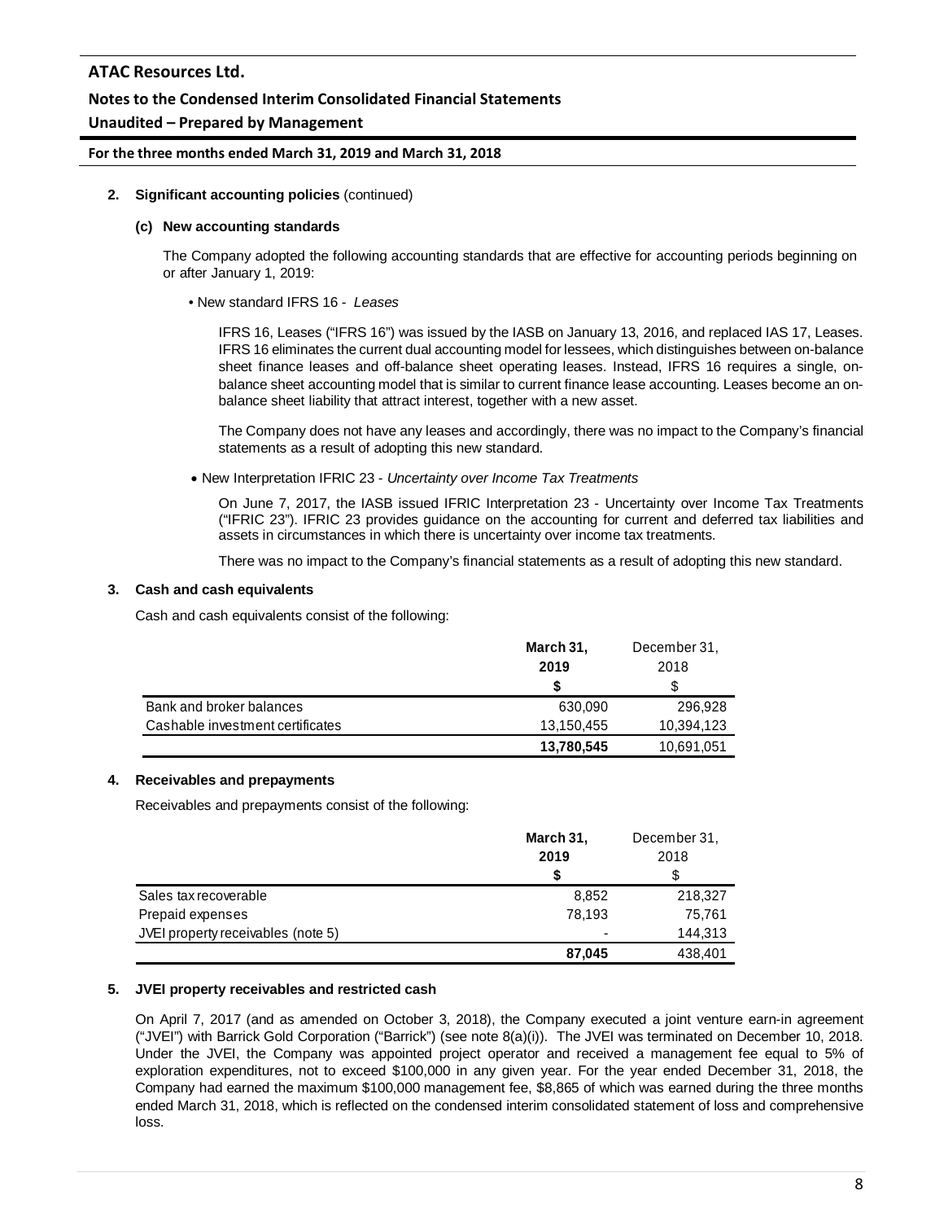**2. Significant accounting policies** (continued)

**(c) New accounting standards**

The Company adopted the following accounting standards that are effective for accounting periods beginning on or after January 1, 2019:

• New standard IFRS 16 - *Leases*

IFRS 16, Leases ("IFRS 16") was issued by the IASB on January 13, 2016, and replaced IAS 17, Leases. IFRS 16 eliminates the current dual accounting model for lessees, which distinguishes between on-balance sheet finance leases and off-balance sheet operating leases. Instead, IFRS 16 requires a single, on-balance sheet accounting model that is similar to current finance lease accounting. Leases become an on-balance sheet liability that attract interest, together with a new asset.

The Company does not have any leases and accordingly, there was no impact to the Company's financial statements as a result of adopting this new standard.

• New Interpretation IFRIC 23 - *Uncertainty over Income Tax Treatments*

On June 7, 2017, the IASB issued IFRIC Interpretation 23 - Uncertainty over Income Tax Treatments ("IFRIC 23"). IFRIC 23 provides guidance on the accounting for current and deferred tax liabilities and assets in circumstances in which there is uncertainty over income tax treatments.

There was no impact to the Company's financial statements as a result of adopting this new standard.

**3. Cash and cash equivalents**

Cash and cash equivalents consist of the following:

| | **March 31, 2019** | December 31, 2018 |
|---|---|---|
| | **$** | $ |
| Bank and broker balances | 630,090 | 296,928 |
| Cashable investment certificates | 13,150,455 | 10,394,123 |
| | **13,780,545** | 10,691,051 |

**4. Receivables and prepayments**

Receivables and prepayments consist of the following:

| | **March 31, 2019** | December 31, 2018 |
|---|---|---|
| | **$** | $ |
| Sales tax recoverable | 8,852 | 218,327 |
| Prepaid expenses | 78,193 | 75,761 |
| JVEI property receivables (note 5) | - | 144,313 |
| | **87,045** | 438,401 |

**5. JVEI property receivables and restricted cash**

On April 7, 2017 (and as amended on October 3, 2018), the Company executed a joint venture earn-in agreement ("JVEI") with Barrick Gold Corporation ("Barrick") (see note 8(a)(i)). The JVEI was terminated on December 10, 2018. Under the JVEI, the Company was appointed project operator and received a management fee equal to 5% of exploration expenditures, not to exceed $100,000 in any given year. For the year ended December 31, 2018, the Company had earned the maximum $100,000 management fee, $8,865 of which was earned during the three months ended March 31, 2018, which is reflected on the condensed interim consolidated statement of loss and comprehensive loss.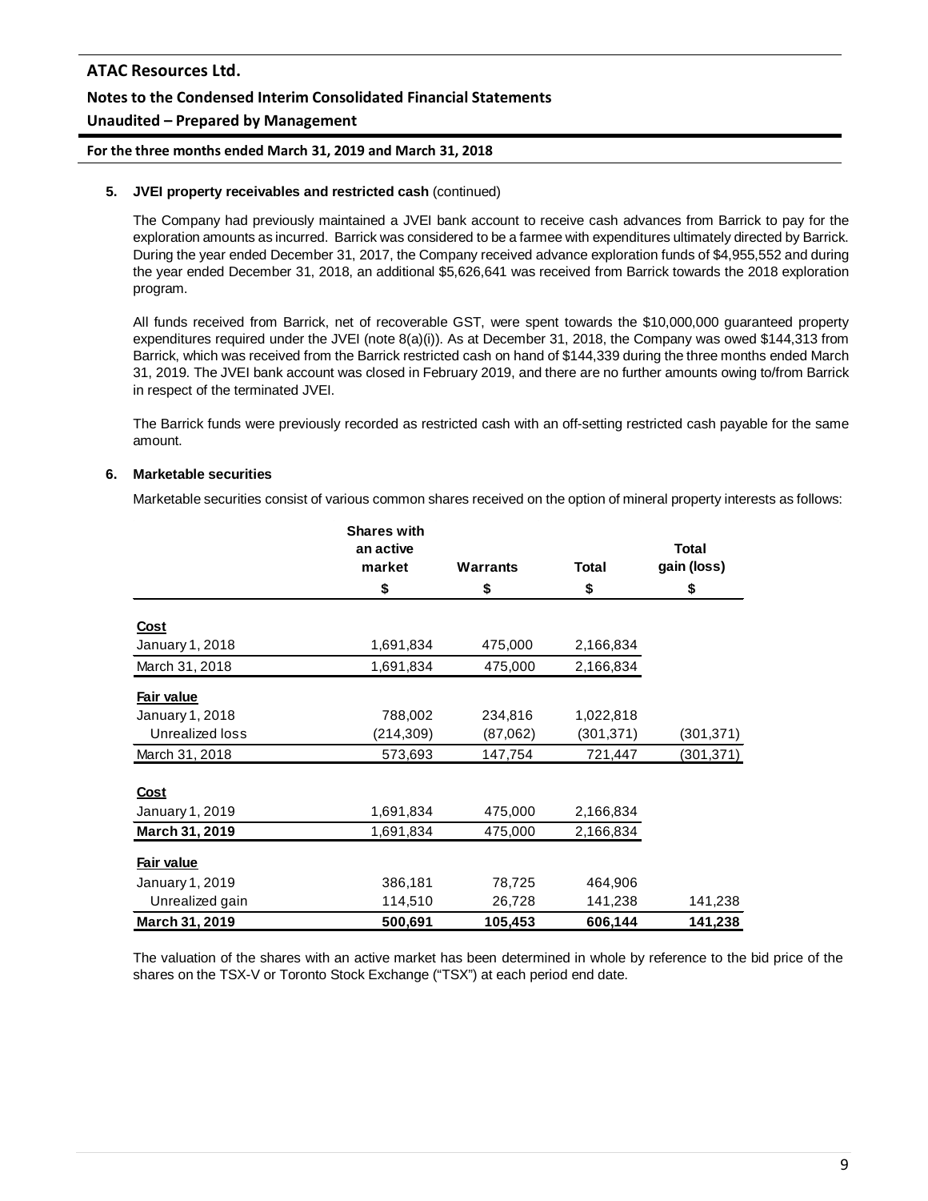**5. JVEI property receivables and restricted cash** (continued)

The Company had previously maintained a JVEI bank account to receive cash advances from Barrick to pay for the exploration amounts as incurred. Barrick was considered to be a farmee with expenditures ultimately directed by Barrick. During the year ended December 31, 2017, the Company received advance exploration funds of $4,955,552 and during the year ended December 31, 2018, an additional $5,626,641 was received from Barrick towards the 2018 exploration program.

All funds received from Barrick, net of recoverable GST, were spent towards the $10,000,000 guaranteed property expenditures required under the JVEI (note 8(a)(i)). As at December 31, 2018, the Company was owed $144,313 from Barrick, which was received from the Barrick restricted cash on hand of $144,339 during the three months ended March 31, 2019. The JVEI bank account was closed in February 2019, and there are no further amounts owing to/from Barrick in respect of the terminated JVEI.

The Barrick funds were previously recorded as restricted cash with an off-setting restricted cash payable for the same amount.

**6. Marketable securities**

Marketable securities consist of various common shares received on the option of mineral property interests as follows:

| | Shares with an active market | Warrants | Total | Total gain (loss) |
|---|---|---|---|---|
| | $ | $ | $ | $ |
| **Cost** | | | | |
| January 1, 2018 | 1,691,834 | 475,000 | 2,166,834 | |
| March 31, 2018 | 1,691,834 | 475,000 | 2,166,834 | |
| **Fair value** | | | | |
| January 1, 2018 | 788,002 | 234,816 | 1,022,818 | |
| Unrealized loss | (214,309) | (87,062) | (301,371) | (301,371) |
| March 31, 2018 | 573,693 | 147,754 | 721,447 | (301,371) |
| **Cost** | | | | |
| January 1, 2019 | 1,691,834 | 475,000 | 2,166,834 | |
| **March 31, 2019** | 1,691,834 | 475,000 | 2,166,834 | |
| **Fair value** | | | | |
| January 1, 2019 | 386,181 | 78,725 | 464,906 | |
| Unrealized gain | 114,510 | 26,728 | 141,238 | 141,238 |
| **March 31, 2019** | **500,691** | **105,453** | **606,144** | **141,238** |

The valuation of the shares with an active market has been determined in whole by reference to the bid price of the shares on the TSX-V or Toronto Stock Exchange ("TSX") at each period end date.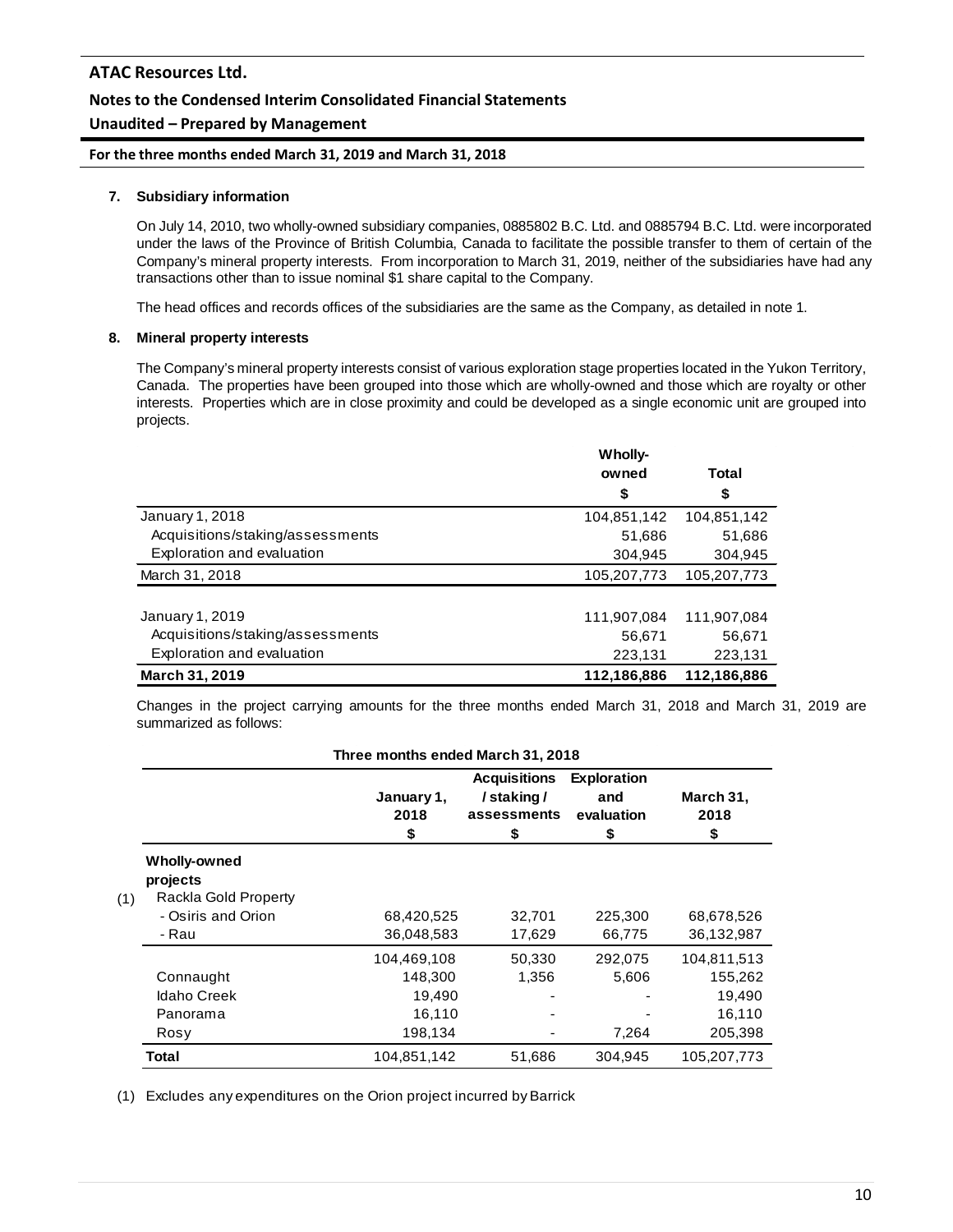**7. Subsidiary information**

On July 14, 2010, two wholly-owned subsidiary companies, 0885802 B.C. Ltd. and 0885794 B.C. Ltd. were incorporated under the laws of the Province of British Columbia, Canada to facilitate the possible transfer to them of certain of the Company's mineral property interests. From incorporation to March 31, 2019, neither of the subsidiaries have had any transactions other than to issue nominal $1 share capital to the Company.

The head offices and records offices of the subsidiaries are the same as the Company, as detailed in note 1.

**8. Mineral property interests**

The Company's mineral property interests consist of various exploration stage properties located in the Yukon Territory, Canada. The properties have been grouped into those which are wholly-owned and those which are royalty or other interests. Properties which are in close proximity and could be developed as a single economic unit are grouped into projects.

| | Wholly-owned<br>$ | Total<br>$ |
|---|---|---|
| January 1, 2018 | 104,851,142 | 104,851,142 |
| Acquisitions/staking/assessments | 51,686 | 51,686 |
| Exploration and evaluation | 304,945 | 304,945 |
| March 31, 2018 | 105,207,773 | 105,207,773 |
| | | |
| January 1, 2019 | 111,907,084 | 111,907,084 |
| Acquisitions/staking/assessments | 56,671 | 56,671 |
| Exploration and evaluation | 223,131 | 223,131 |
| **March 31, 2019** | **112,186,886** | **112,186,886** |

Changes in the project carrying amounts for the three months ended March 31, 2018 and March 31, 2019 are summarized as follows:

**Three months ended March 31, 2018**

| | January 1, 2018<br>$ | Acquisitions / staking / assessments<br>$ | Exploration and evaluation<br>$ | March 31, 2018<br>$ |
|---|---|---|---|---|
| **Wholly-owned projects** | | | | |
| Rackla Gold Property (1) | | | | |
| - Osiris and Orion | 68,420,525 | 32,701 | 225,300 | 68,678,526 |
| - Rau | 36,048,583 | 17,629 | 66,775 | 36,132,987 |
| | 104,469,108 | 50,330 | 292,075 | 104,811,513 |
| Connaught | 148,300 | 1,356 | 5,606 | 155,262 |
| Idaho Creek | 19,490 | - | - | 19,490 |
| Panorama | 16,110 | - | - | 16,110 |
| Rosy | 198,134 | - | 7,264 | 205,398 |
| **Total** | 104,851,142 | 51,686 | 304,945 | 105,207,773 |

(1) Excludes any expenditures on the Orion project incurred by Barrick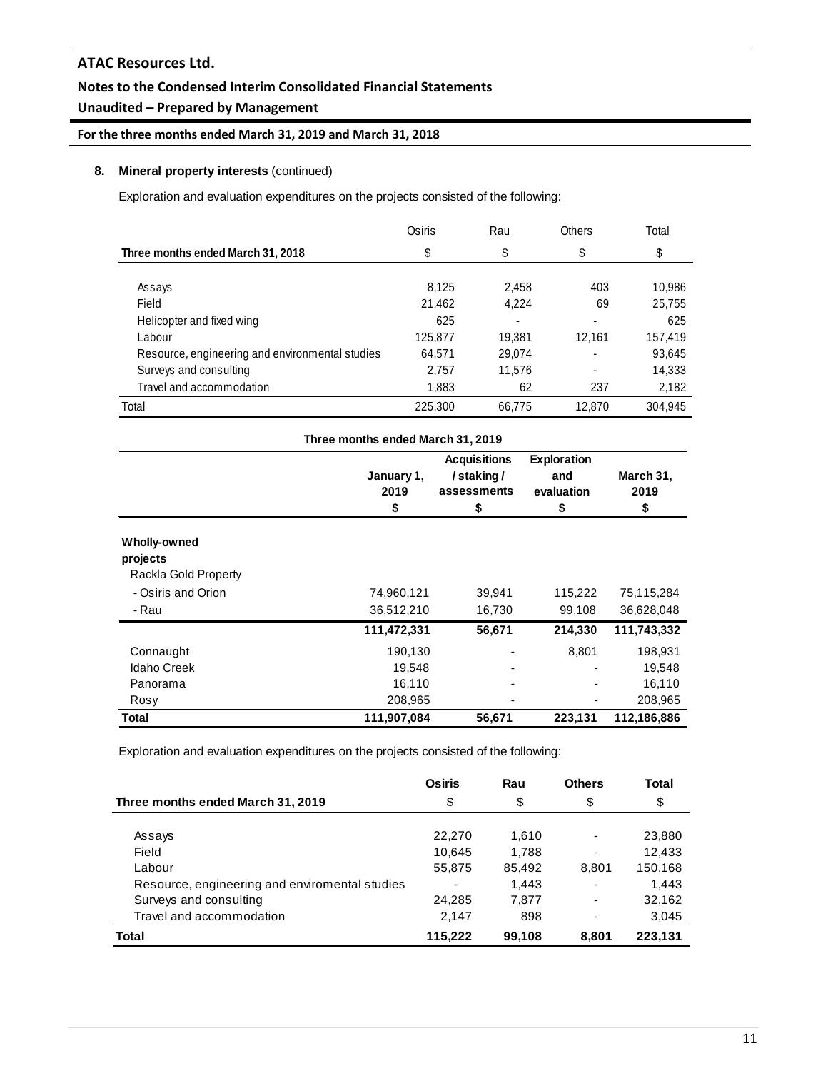## 8. **Mineral property interests** (continued)

Exploration and evaluation expenditures on the projects consisted of the following:

| Three months ended March 31, 2018 | Osiris | Rau | Others | Total |
|---|---|---|---|---|
| | $ | $ | $ | $ |
| Assays | 8,125 | 2,458 | 403 | 10,986 |
| Field | 21,462 | 4,224 | 69 | 25,755 |
| Helicopter and fixed wing | 625 | - | - | 625 |
| Labour | 125,877 | 19,381 | 12,161 | 157,419 |
| Resource, engineering and environmental studies | 64,571 | 29,074 | - | 93,645 |
| Surveys and consulting | 2,757 | 11,576 | - | 14,333 |
| Travel and accommodation | 1,883 | 62 | 237 | 2,182 |
| Total | 225,300 | 66,775 | 12,870 | 304,945 |

**Three months ended March 31, 2019**

| | January 1, 2019 | Acquisitions / staking / assessments | Exploration and evaluation | March 31, 2019 |
|---|---|---|---|---|
| | $ | $ | $ | $ |
| **Wholly-owned projects** | | | | |
| Rackla Gold Property | | | | |
| - Osiris and Orion | 74,960,121 | 39,941 | 115,222 | 75,115,284 |
| - Rau | 36,512,210 | 16,730 | 99,108 | 36,628,048 |
| | **111,472,331** | **56,671** | **214,330** | **111,743,332** |
| Connaught | 190,130 | - | 8,801 | 198,931 |
| Idaho Creek | 19,548 | - | - | 19,548 |
| Panorama | 16,110 | - | - | 16,110 |
| Rosy | 208,965 | - | - | 208,965 |
| **Total** | **111,907,084** | **56,671** | **223,131** | **112,186,886** |

Exploration and evaluation expenditures on the projects consisted of the following:

| Three months ended March 31, 2019 | **Osiris** | **Rau** | **Others** | **Total** |
|---|---|---|---|---|
| | $ | $ | $ | $ |
| Assays | 22,270 | 1,610 | - | 23,880 |
| Field | 10,645 | 1,788 | - | 12,433 |
| Labour | 55,875 | 85,492 | 8,801 | 150,168 |
| Resource, engineering and enviromental studies | - | 1,443 | - | 1,443 |
| Surveys and consulting | 24,285 | 7,877 | - | 32,162 |
| Travel and accommodation | 2,147 | 898 | - | 3,045 |
| **Total** | **115,222** | **99,108** | **8,801** | **223,131** |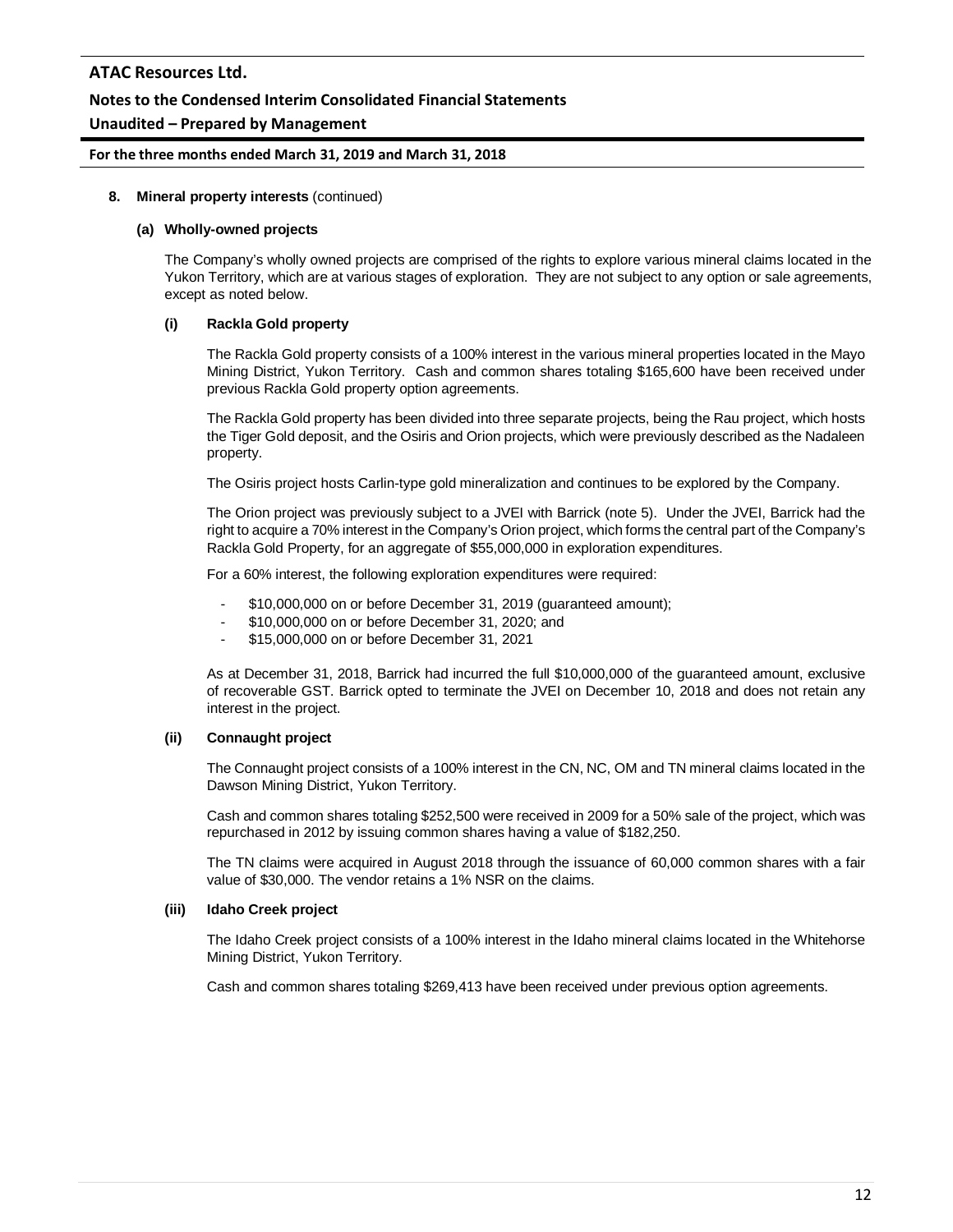**8. Mineral property interests** (continued)

**(a) Wholly-owned projects**

The Company's wholly owned projects are comprised of the rights to explore various mineral claims located in the Yukon Territory, which are at various stages of exploration. They are not subject to any option or sale agreements, except as noted below.

**(i) Rackla Gold property**

The Rackla Gold property consists of a 100% interest in the various mineral properties located in the Mayo Mining District, Yukon Territory. Cash and common shares totaling $165,600 have been received under previous Rackla Gold property option agreements.

The Rackla Gold property has been divided into three separate projects, being the Rau project, which hosts the Tiger Gold deposit, and the Osiris and Orion projects, which were previously described as the Nadaleen property.

The Osiris project hosts Carlin-type gold mineralization and continues to be explored by the Company.

The Orion project was previously subject to a JVEI with Barrick (note 5). Under the JVEI, Barrick had the right to acquire a 70% interest in the Company's Orion project, which forms the central part of the Company's Rackla Gold Property, for an aggregate of $55,000,000 in exploration expenditures.

For a 60% interest, the following exploration expenditures were required:

- $10,000,000 on or before December 31, 2019 (guaranteed amount);
- $10,000,000 on or before December 31, 2020; and
- $15,000,000 on or before December 31, 2021

As at December 31, 2018, Barrick had incurred the full $10,000,000 of the guaranteed amount, exclusive of recoverable GST. Barrick opted to terminate the JVEI on December 10, 2018 and does not retain any interest in the project.

**(ii) Connaught project**

The Connaught project consists of a 100% interest in the CN, NC, OM and TN mineral claims located in the Dawson Mining District, Yukon Territory.

Cash and common shares totaling $252,500 were received in 2009 for a 50% sale of the project, which was repurchased in 2012 by issuing common shares having a value of $182,250.

The TN claims were acquired in August 2018 through the issuance of 60,000 common shares with a fair value of $30,000. The vendor retains a 1% NSR on the claims.

**(iii) Idaho Creek project**

The Idaho Creek project consists of a 100% interest in the Idaho mineral claims located in the Whitehorse Mining District, Yukon Territory.

Cash and common shares totaling $269,413 have been received under previous option agreements.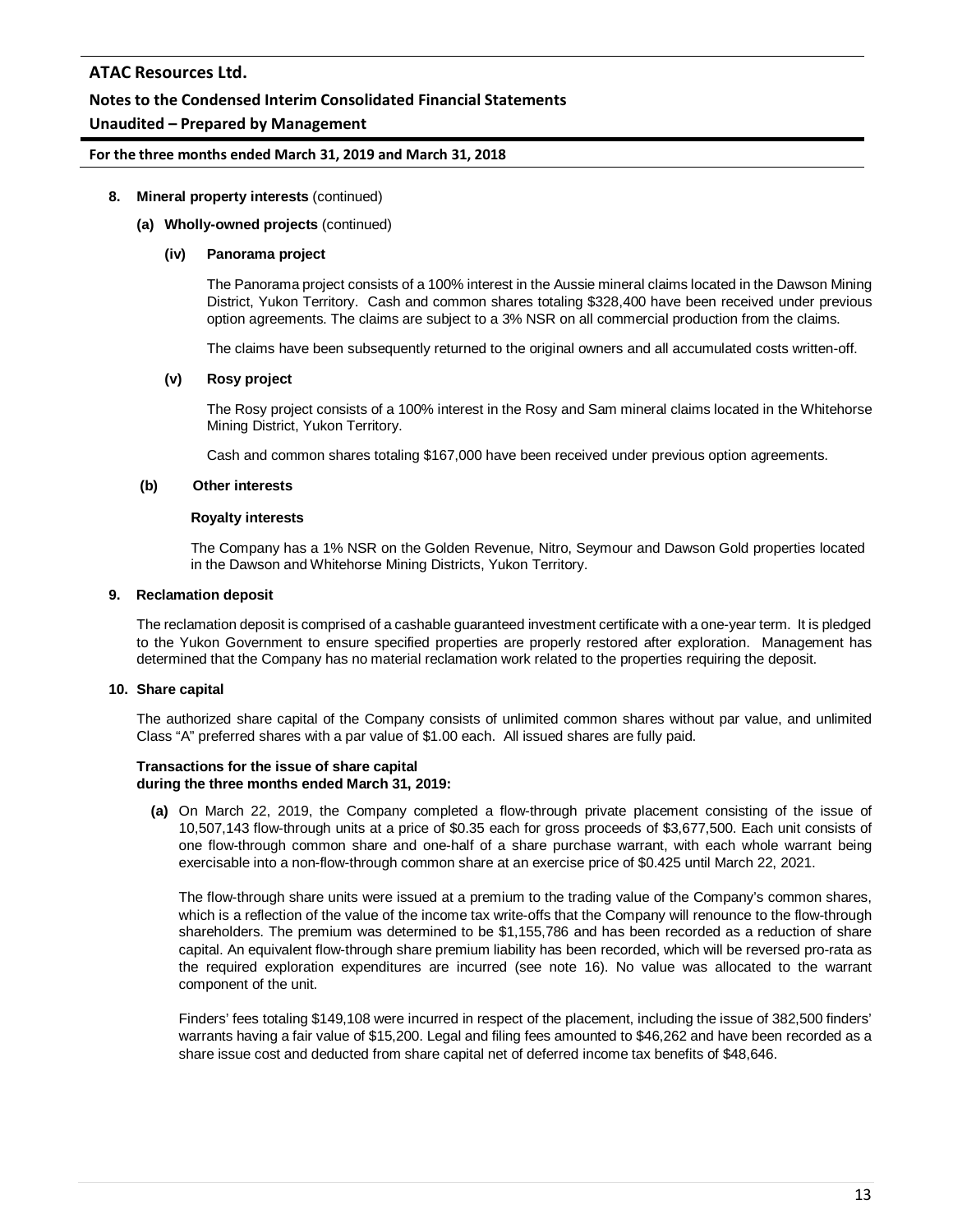**8. Mineral property interests** (continued)

**(a) Wholly-owned projects** (continued)

**(iv) Panorama project**

The Panorama project consists of a 100% interest in the Aussie mineral claims located in the Dawson Mining District, Yukon Territory. Cash and common shares totaling $328,400 have been received under previous option agreements. The claims are subject to a 3% NSR on all commercial production from the claims.

The claims have been subsequently returned to the original owners and all accumulated costs written-off.

**(v) Rosy project**

The Rosy project consists of a 100% interest in the Rosy and Sam mineral claims located in the Whitehorse Mining District, Yukon Territory.

Cash and common shares totaling $167,000 have been received under previous option agreements.

**(b) Other interests**

**Royalty interests**

The Company has a 1% NSR on the Golden Revenue, Nitro, Seymour and Dawson Gold properties located in the Dawson and Whitehorse Mining Districts, Yukon Territory.

**9. Reclamation deposit**

The reclamation deposit is comprised of a cashable guaranteed investment certificate with a one-year term. It is pledged to the Yukon Government to ensure specified properties are properly restored after exploration. Management has determined that the Company has no material reclamation work related to the properties requiring the deposit.

**10. Share capital**

The authorized share capital of the Company consists of unlimited common shares without par value, and unlimited Class "A" preferred shares with a par value of $1.00 each. All issued shares are fully paid.

**Transactions for the issue of share capital during the three months ended March 31, 2019:**

**(a)** On March 22, 2019, the Company completed a flow-through private placement consisting of the issue of 10,507,143 flow-through units at a price of $0.35 each for gross proceeds of $3,677,500. Each unit consists of one flow-through common share and one-half of a share purchase warrant, with each whole warrant being exercisable into a non-flow-through common share at an exercise price of $0.425 until March 22, 2021.

The flow-through share units were issued at a premium to the trading value of the Company's common shares, which is a reflection of the value of the income tax write-offs that the Company will renounce to the flow-through shareholders. The premium was determined to be $1,155,786 and has been recorded as a reduction of share capital. An equivalent flow-through share premium liability has been recorded, which will be reversed pro-rata as the required exploration expenditures are incurred (see note 16). No value was allocated to the warrant component of the unit.

Finders' fees totaling $149,108 were incurred in respect of the placement, including the issue of 382,500 finders' warrants having a fair value of $15,200. Legal and filing fees amounted to $46,262 and have been recorded as a share issue cost and deducted from share capital net of deferred income tax benefits of $48,646.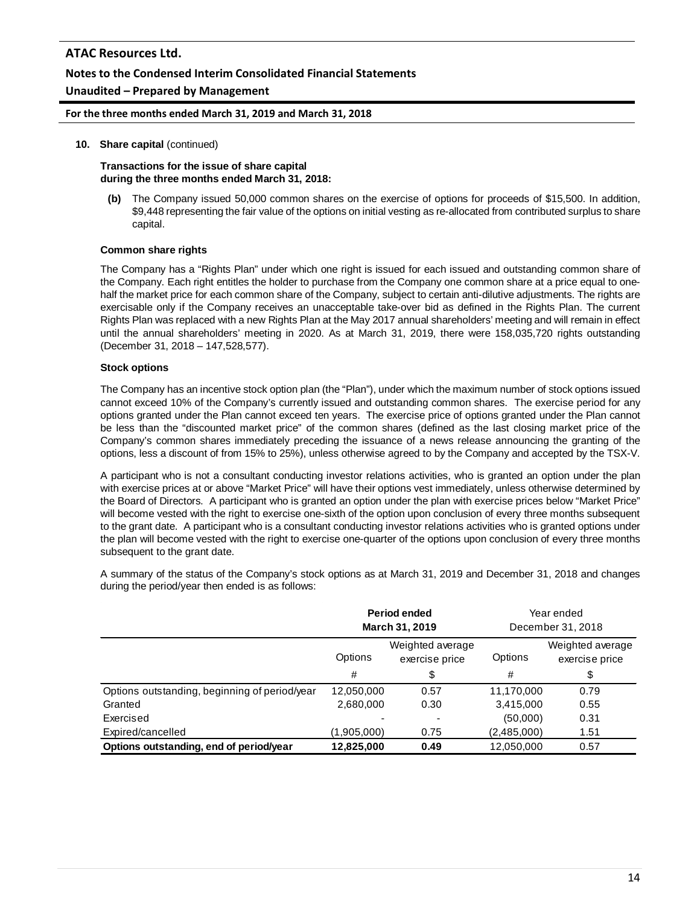**10. Share capital** (continued)

**Transactions for the issue of share capital during the three months ended March 31, 2018:**

**(b)** The Company issued 50,000 common shares on the exercise of options for proceeds of $15,500. In addition, $9,448 representing the fair value of the options on initial vesting as re-allocated from contributed surplus to share capital.

**Common share rights**

The Company has a "Rights Plan" under which one right is issued for each issued and outstanding common share of the Company. Each right entitles the holder to purchase from the Company one common share at a price equal to one-half the market price for each common share of the Company, subject to certain anti-dilutive adjustments. The rights are exercisable only if the Company receives an unacceptable take-over bid as defined in the Rights Plan. The current Rights Plan was replaced with a new Rights Plan at the May 2017 annual shareholders' meeting and will remain in effect until the annual shareholders' meeting in 2020. As at March 31, 2019, there were 158,035,720 rights outstanding (December 31, 2018 – 147,528,577).

**Stock options**

The Company has an incentive stock option plan (the "Plan"), under which the maximum number of stock options issued cannot exceed 10% of the Company's currently issued and outstanding common shares. The exercise period for any options granted under the Plan cannot exceed ten years. The exercise price of options granted under the Plan cannot be less than the "discounted market price" of the common shares (defined as the last closing market price of the Company's common shares immediately preceding the issuance of a news release announcing the granting of the options, less a discount of from 15% to 25%), unless otherwise agreed to by the Company and accepted by the TSX-V.

A participant who is not a consultant conducting investor relations activities, who is granted an option under the plan with exercise prices at or above "Market Price" will have their options vest immediately, unless otherwise determined by the Board of Directors. A participant who is granted an option under the plan with exercise prices below "Market Price" will become vested with the right to exercise one-sixth of the option upon conclusion of every three months subsequent to the grant date. A participant who is a consultant conducting investor relations activities who is granted options under the plan will become vested with the right to exercise one-quarter of the options upon conclusion of every three months subsequent to the grant date.

A summary of the status of the Company's stock options as at March 31, 2019 and December 31, 2018 and changes during the period/year then ended is as follows:

| | **Period ended March 31, 2019** | | Year ended December 31, 2018 | |
|---|---|---|---|---|
| | Options | Weighted average exercise price | Options | Weighted average exercise price |
| | # | $ | # | $ |
| Options outstanding, beginning of period/year | 12,050,000 | 0.57 | 11,170,000 | 0.79 |
| Granted | 2,680,000 | 0.30 | 3,415,000 | 0.55 |
| Exercised | - | - | (50,000) | 0.31 |
| Expired/cancelled | (1,905,000) | 0.75 | (2,485,000) | 1.51 |
| **Options outstanding, end of period/year** | **12,825,000** | **0.49** | 12,050,000 | 0.57 |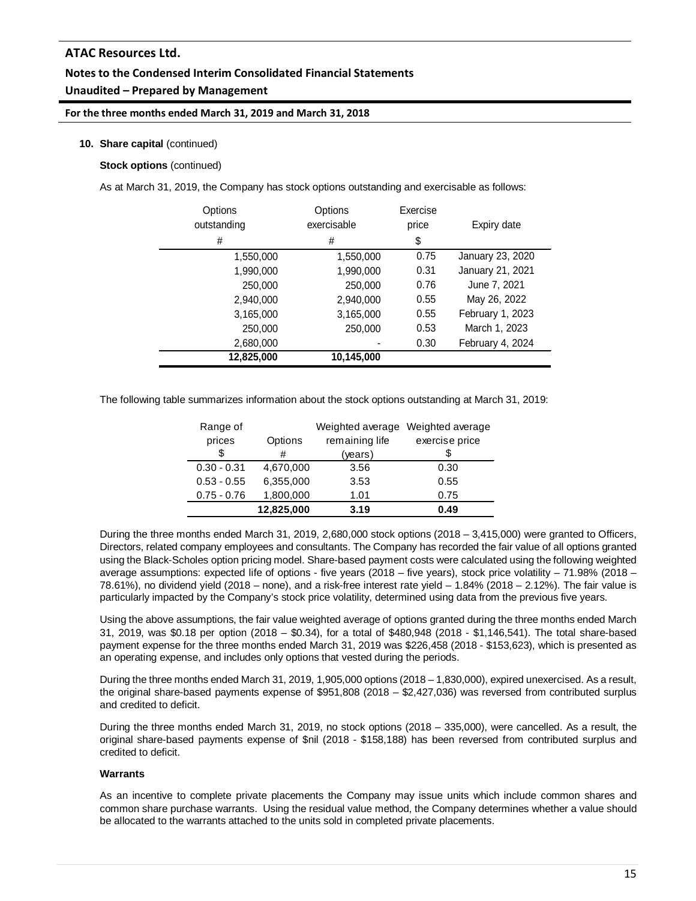**10. Share capital** (continued)

**Stock options** (continued)

As at March 31, 2019, the Company has stock options outstanding and exercisable as follows:

| Options outstanding # | Options exercisable # | Exercise price $ | Expiry date |
|---|---|---|---|
| 1,550,000 | 1,550,000 | 0.75 | January 23, 2020 |
| 1,990,000 | 1,990,000 | 0.31 | January 21, 2021 |
| 250,000 | 250,000 | 0.76 | June 7, 2021 |
| 2,940,000 | 2,940,000 | 0.55 | May 26, 2022 |
| 3,165,000 | 3,165,000 | 0.55 | February 1, 2023 |
| 250,000 | 250,000 | 0.53 | March 1, 2023 |
| 2,680,000 | - | 0.30 | February 4, 2024 |
| **12,825,000** | **10,145,000** | | |

The following table summarizes information about the stock options outstanding at March 31, 2019:

| Range of prices $ | Options # | Weighted average remaining life (years) | Weighted average exercise price $ |
|---|---|---|---|
| 0.30 - 0.31 | 4,670,000 | 3.56 | 0.30 |
| 0.53 - 0.55 | 6,355,000 | 3.53 | 0.55 |
| 0.75 - 0.76 | 1,800,000 | 1.01 | 0.75 |
| | **12,825,000** | **3.19** | **0.49** |

During the three months ended March 31, 2019, 2,680,000 stock options (2018 – 3,415,000) were granted to Officers, Directors, related company employees and consultants. The Company has recorded the fair value of all options granted using the Black-Scholes option pricing model. Share-based payment costs were calculated using the following weighted average assumptions: expected life of options - five years (2018 – five years), stock price volatility – 71.98% (2018 – 78.61%), no dividend yield (2018 – none), and a risk-free interest rate yield – 1.84% (2018 – 2.12%). The fair value is particularly impacted by the Company's stock price volatility, determined using data from the previous five years.

Using the above assumptions, the fair value weighted average of options granted during the three months ended March 31, 2019, was $0.18 per option (2018 – $0.34), for a total of $480,948 (2018 - $1,146,541). The total share-based payment expense for the three months ended March 31, 2019 was $226,458 (2018 - $153,623), which is presented as an operating expense, and includes only options that vested during the periods.

During the three months ended March 31, 2019, 1,905,000 options (2018 – 1,830,000), expired unexercised. As a result, the original share-based payments expense of $951,808 (2018 – $2,427,036) was reversed from contributed surplus and credited to deficit.

During the three months ended March 31, 2019, no stock options (2018 – 335,000), were cancelled. As a result, the original share-based payments expense of $nil (2018 - $158,188) has been reversed from contributed surplus and credited to deficit.

**Warrants**

As an incentive to complete private placements the Company may issue units which include common shares and common share purchase warrants. Using the residual value method, the Company determines whether a value should be allocated to the warrants attached to the units sold in completed private placements.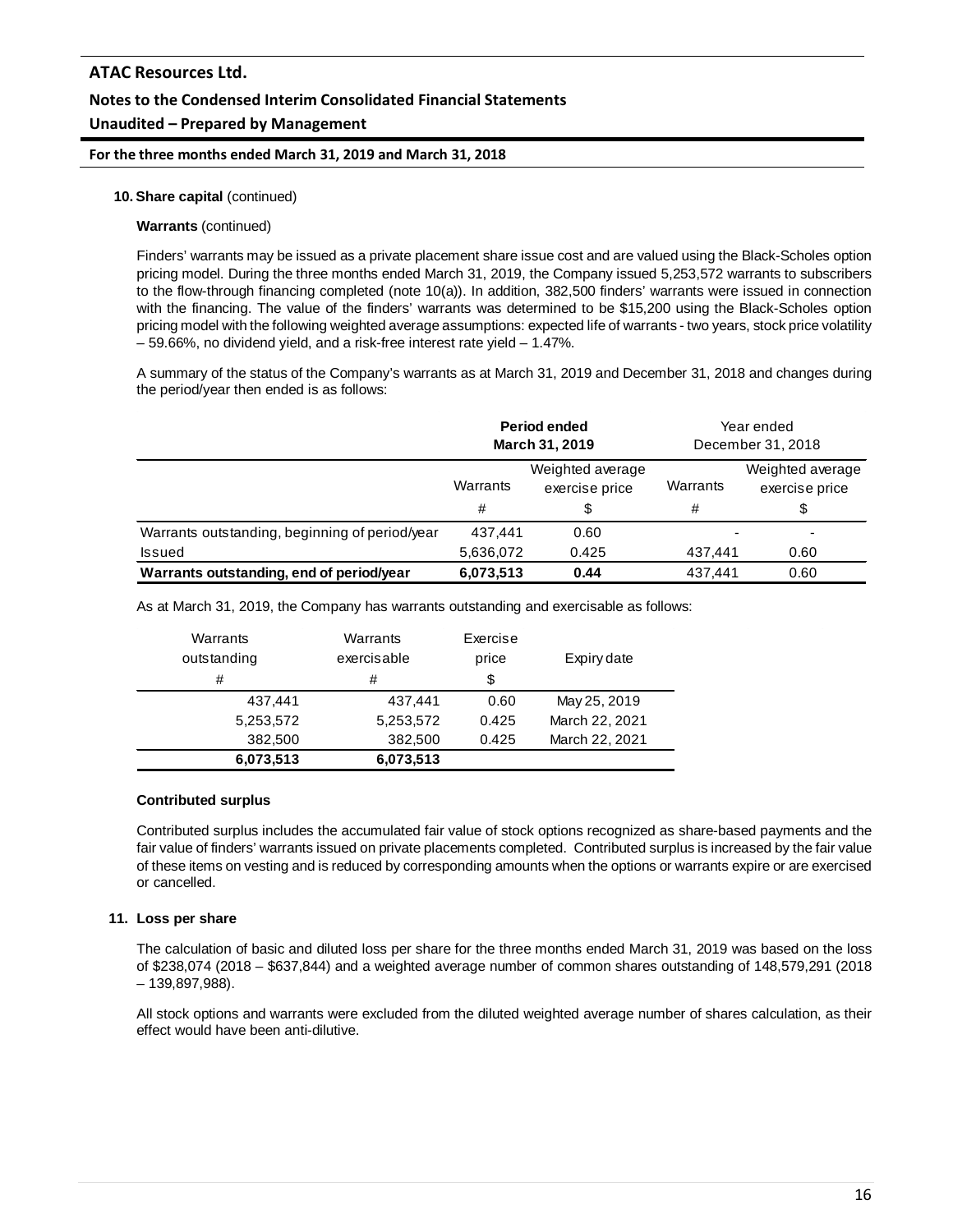**10. Share capital** (continued)

**Warrants** (continued)

Finders' warrants may be issued as a private placement share issue cost and are valued using the Black-Scholes option pricing model. During the three months ended March 31, 2019, the Company issued 5,253,572 warrants to subscribers to the flow-through financing completed (note 10(a)). In addition, 382,500 finders' warrants were issued in connection with the financing. The value of the finders' warrants was determined to be $15,200 using the Black-Scholes option pricing model with the following weighted average assumptions: expected life of warrants - two years, stock price volatility – 59.66%, no dividend yield, and a risk-free interest rate yield – 1.47%.

A summary of the status of the Company's warrants as at March 31, 2019 and December 31, 2018 and changes during the period/year then ended is as follows:

| | **Period ended March 31, 2019** | | Year ended December 31, 2018 | |
|---|---|---|---|---|
| | Warrants # | Weighted average exercise price $ | Warrants # | Weighted average exercise price $ |
| Warrants outstanding, beginning of period/year | 437,441 | 0.60 | - | - |
| Issued | 5,636,072 | 0.425 | 437,441 | 0.60 |
| **Warrants outstanding, end of period/year** | **6,073,513** | **0.44** | 437,441 | 0.60 |

As at March 31, 2019, the Company has warrants outstanding and exercisable as follows:

| Warrants outstanding # | Warrants exercisable # | Exercise price $ | Expiry date |
|---|---|---|---|
| 437,441 | 437,441 | 0.60 | May 25, 2019 |
| 5,253,572 | 5,253,572 | 0.425 | March 22, 2021 |
| 382,500 | 382,500 | 0.425 | March 22, 2021 |
| **6,073,513** | **6,073,513** | | |

**Contributed surplus**

Contributed surplus includes the accumulated fair value of stock options recognized as share-based payments and the fair value of finders' warrants issued on private placements completed. Contributed surplus is increased by the fair value of these items on vesting and is reduced by corresponding amounts when the options or warrants expire or are exercised or cancelled.

**11. Loss per share**

The calculation of basic and diluted loss per share for the three months ended March 31, 2019 was based on the loss of $238,074 (2018 – $637,844) and a weighted average number of common shares outstanding of 148,579,291 (2018 – 139,897,988).

All stock options and warrants were excluded from the diluted weighted average number of shares calculation, as their effect would have been anti-dilutive.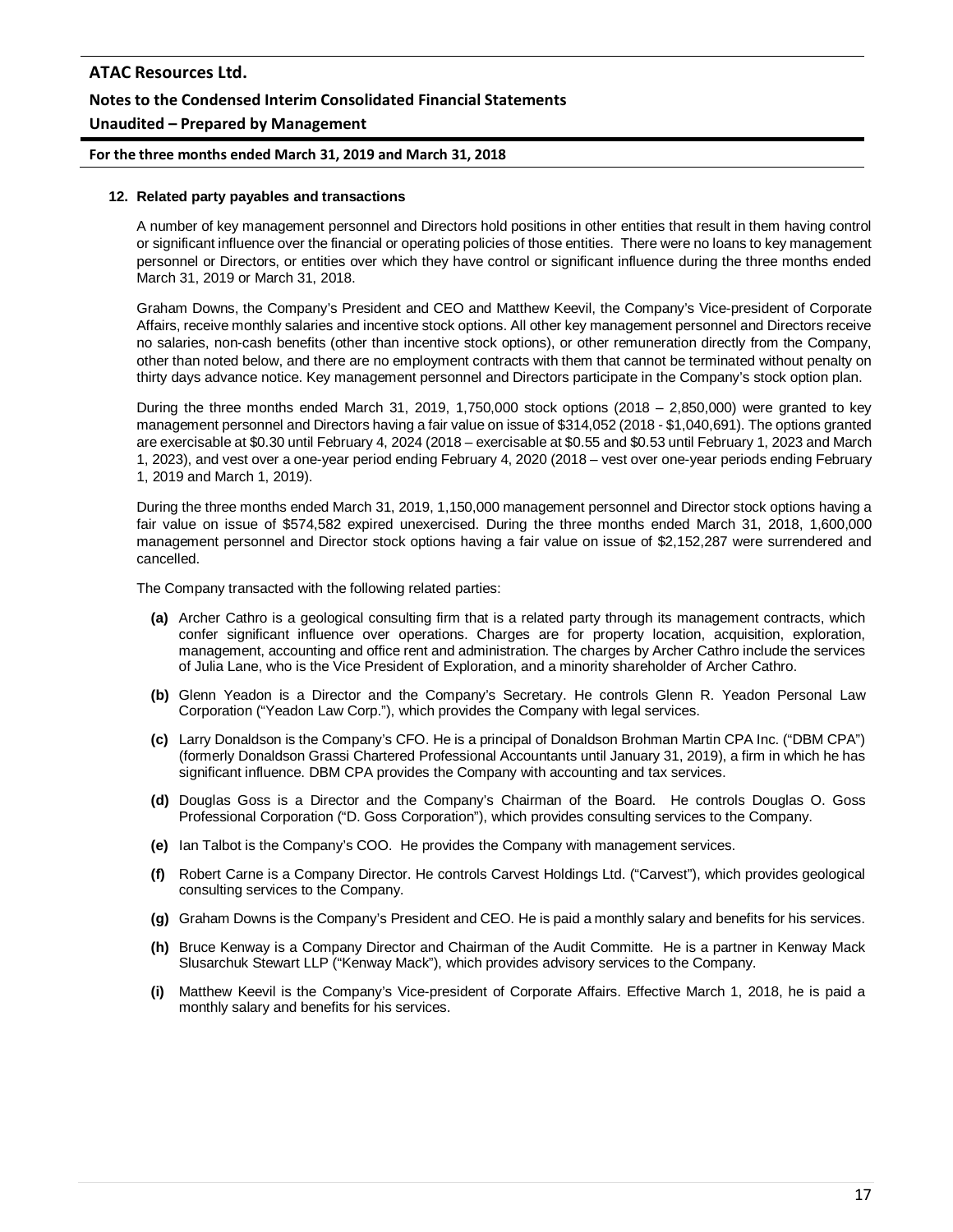## 12. Related party payables and transactions

A number of key management personnel and Directors hold positions in other entities that result in them having control or significant influence over the financial or operating policies of those entities. There were no loans to key management personnel or Directors, or entities over which they have control or significant influence during the three months ended March 31, 2019 or March 31, 2018.

Graham Downs, the Company's President and CEO and Matthew Keevil, the Company's Vice-president of Corporate Affairs, receive monthly salaries and incentive stock options. All other key management personnel and Directors receive no salaries, non-cash benefits (other than incentive stock options), or other remuneration directly from the Company, other than noted below, and there are no employment contracts with them that cannot be terminated without penalty on thirty days advance notice. Key management personnel and Directors participate in the Company's stock option plan.

During the three months ended March 31, 2019, 1,750,000 stock options (2018 – 2,850,000) were granted to key management personnel and Directors having a fair value on issue of $314,052 (2018 - $1,040,691). The options granted are exercisable at $0.30 until February 4, 2024 (2018 – exercisable at $0.55 and $0.53 until February 1, 2023 and March 1, 2023), and vest over a one-year period ending February 4, 2020 (2018 – vest over one-year periods ending February 1, 2019 and March 1, 2019).

During the three months ended March 31, 2019, 1,150,000 management personnel and Director stock options having a fair value on issue of $574,582 expired unexercised. During the three months ended March 31, 2018, 1,600,000 management personnel and Director stock options having a fair value on issue of $2,152,287 were surrendered and cancelled.

The Company transacted with the following related parties:

- **(a)** Archer Cathro is a geological consulting firm that is a related party through its management contracts, which confer significant influence over operations. Charges are for property location, acquisition, exploration, management, accounting and office rent and administration. The charges by Archer Cathro include the services of Julia Lane, who is the Vice President of Exploration, and a minority shareholder of Archer Cathro.
- **(b)** Glenn Yeadon is a Director and the Company's Secretary. He controls Glenn R. Yeadon Personal Law Corporation ("Yeadon Law Corp."), which provides the Company with legal services.
- **(c)** Larry Donaldson is the Company's CFO. He is a principal of Donaldson Brohman Martin CPA Inc. ("DBM CPA") (formerly Donaldson Grassi Chartered Professional Accountants until January 31, 2019), a firm in which he has significant influence. DBM CPA provides the Company with accounting and tax services.
- **(d)** Douglas Goss is a Director and the Company's Chairman of the Board. He controls Douglas O. Goss Professional Corporation ("D. Goss Corporation"), which provides consulting services to the Company.
- **(e)** Ian Talbot is the Company's COO. He provides the Company with management services.
- **(f)** Robert Carne is a Company Director. He controls Carvest Holdings Ltd. ("Carvest"), which provides geological consulting services to the Company.
- **(g)** Graham Downs is the Company's President and CEO. He is paid a monthly salary and benefits for his services.
- **(h)** Bruce Kenway is a Company Director and Chairman of the Audit Committe. He is a partner in Kenway Mack Slusarchuk Stewart LLP ("Kenway Mack"), which provides advisory services to the Company.
- **(i)** Matthew Keevil is the Company's Vice-president of Corporate Affairs. Effective March 1, 2018, he is paid a monthly salary and benefits for his services.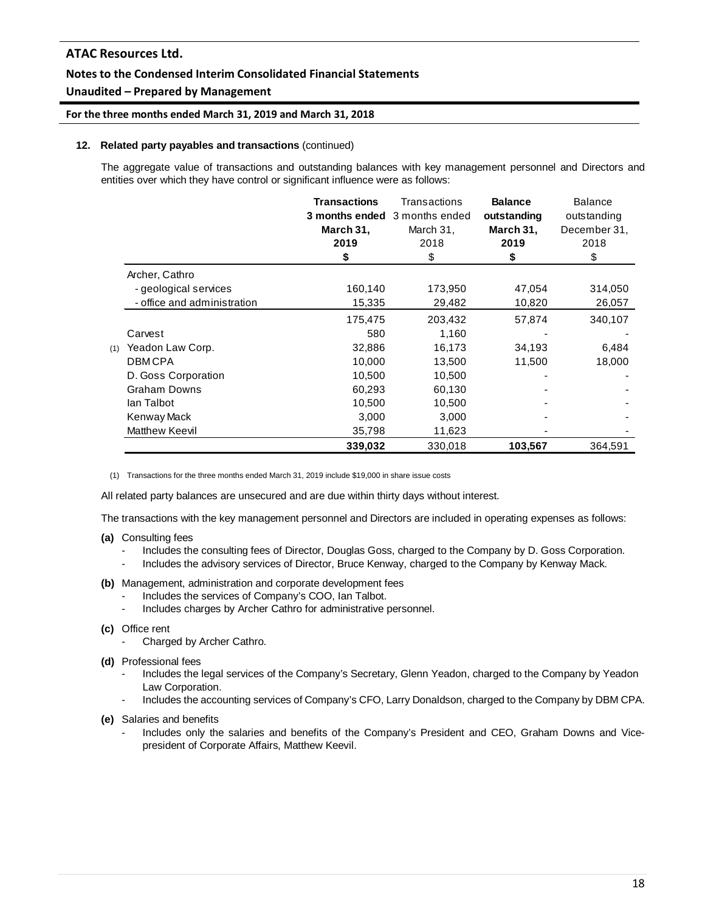**12. Related party payables and transactions** (continued)

The aggregate value of transactions and outstanding balances with key management personnel and Directors and entities over which they have control or significant influence were as follows:

| | **Transactions 3 months ended March 31, 2019** | Transactions 3 months ended March 31, 2018 | **Balance outstanding March 31, 2019** | Balance outstanding December 31, 2018 |
|---|---|---|---|---|
| | **$** | $ | **$** | $ |
| Archer, Cathro | | | | |
| - geological services | 160,140 | 173,950 | 47,054 | 314,050 |
| - office and administration | 15,335 | 29,482 | 10,820 | 26,057 |
| | 175,475 | 203,432 | 57,874 | 340,107 |
| Carvest | 580 | 1,160 | - | - |
| (1) Yeadon Law Corp. | 32,886 | 16,173 | 34,193 | 6,484 |
| DBM CPA | 10,000 | 13,500 | 11,500 | 18,000 |
| D. Goss Corporation | 10,500 | 10,500 | - | - |
| Graham Downs | 60,293 | 60,130 | - | - |
| Ian Talbot | 10,500 | 10,500 | - | - |
| Kenway Mack | 3,000 | 3,000 | - | - |
| Matthew Keevil | 35,798 | 11,623 | - | - |
| | **339,032** | 330,018 | **103,567** | 364,591 |

(1) Transactions for the three months ended March 31, 2019 include $19,000 in share issue costs

All related party balances are unsecured and are due within thirty days without interest.

The transactions with the key management personnel and Directors are included in operating expenses as follows:

**(a)** Consulting fees
- Includes the consulting fees of Director, Douglas Goss, charged to the Company by D. Goss Corporation.
- Includes the advisory services of Director, Bruce Kenway, charged to the Company by Kenway Mack.

**(b)** Management, administration and corporate development fees
- Includes the services of Company's COO, Ian Talbot.
- Includes charges by Archer Cathro for administrative personnel.

**(c)** Office rent
- Charged by Archer Cathro.

**(d)** Professional fees
- Includes the legal services of the Company's Secretary, Glenn Yeadon, charged to the Company by Yeadon Law Corporation.
- Includes the accounting services of Company's CFO, Larry Donaldson, charged to the Company by DBM CPA.

**(e)** Salaries and benefits
- Includes only the salaries and benefits of the Company's President and CEO, Graham Downs and Vice-president of Corporate Affairs, Matthew Keevil.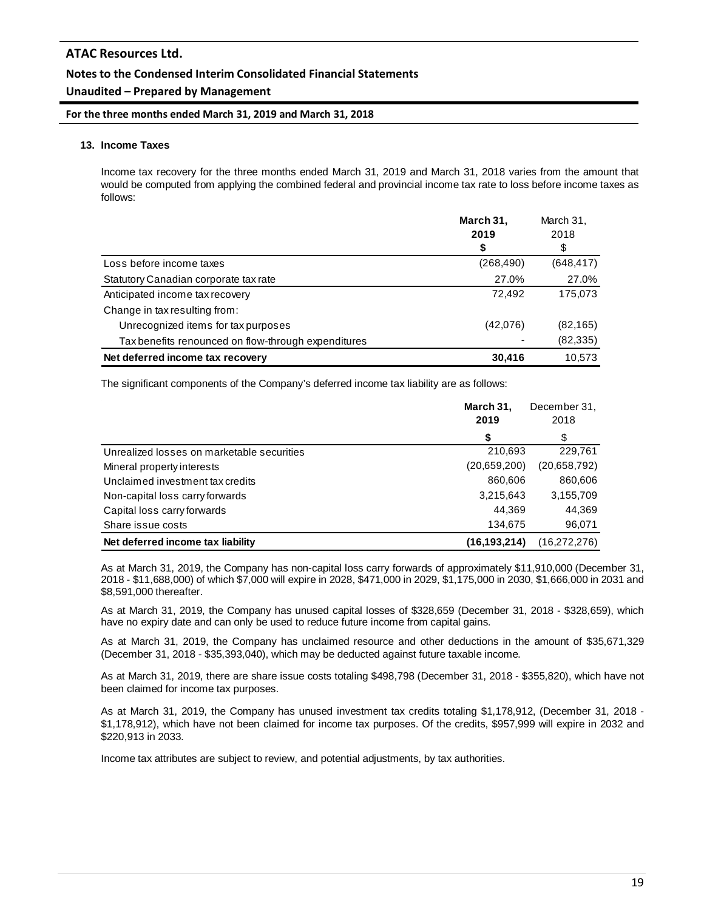## 13. Income Taxes

Income tax recovery for the three months ended March 31, 2019 and March 31, 2018 varies from the amount that would be computed from applying the combined federal and provincial income tax rate to loss before income taxes as follows:

| | **March 31, 2019 $** | March 31, 2018 $ |
|---|---|---|
| Loss before income taxes | (268,490) | (648,417) |
| Statutory Canadian corporate tax rate | 27.0% | 27.0% |
| Anticipated income tax recovery | 72,492 | 175,073 |
| Change in tax resulting from: | | |
| Unrecognized items for tax purposes | (42,076) | (82,165) |
| Tax benefits renounced on flow-through expenditures | - | (82,335) |
| **Net deferred income tax recovery** | **30,416** | 10,573 |

The significant components of the Company's deferred income tax liability are as follows:

| | **March 31, 2019 $** | December 31, 2018 $ |
|---|---|---|
| Unrealized losses on marketable securities | 210,693 | 229,761 |
| Mineral property interests | (20,659,200) | (20,658,792) |
| Unclaimed investment tax credits | 860,606 | 860,606 |
| Non-capital loss carry forwards | 3,215,643 | 3,155,709 |
| Capital loss carry forwards | 44,369 | 44,369 |
| Share issue costs | 134,675 | 96,071 |
| **Net deferred income tax liability** | **(16,193,214)** | (16,272,276) |

As at March 31, 2019, the Company has non-capital loss carry forwards of approximately $11,910,000 (December 31, 2018 - $11,688,000) of which $7,000 will expire in 2028, $471,000 in 2029, $1,175,000 in 2030, $1,666,000 in 2031 and $8,591,000 thereafter.

As at March 31, 2019, the Company has unused capital losses of $328,659 (December 31, 2018 - $328,659), which have no expiry date and can only be used to reduce future income from capital gains.

As at March 31, 2019, the Company has unclaimed resource and other deductions in the amount of $35,671,329 (December 31, 2018 - $35,393,040), which may be deducted against future taxable income.

As at March 31, 2019, there are share issue costs totaling $498,798 (December 31, 2018 - $355,820), which have not been claimed for income tax purposes.

As at March 31, 2019, the Company has unused investment tax credits totaling $1,178,912, (December 31, 2018 - $1,178,912), which have not been claimed for income tax purposes. Of the credits, $957,999 will expire in 2032 and $220,913 in 2033.

Income tax attributes are subject to review, and potential adjustments, by tax authorities.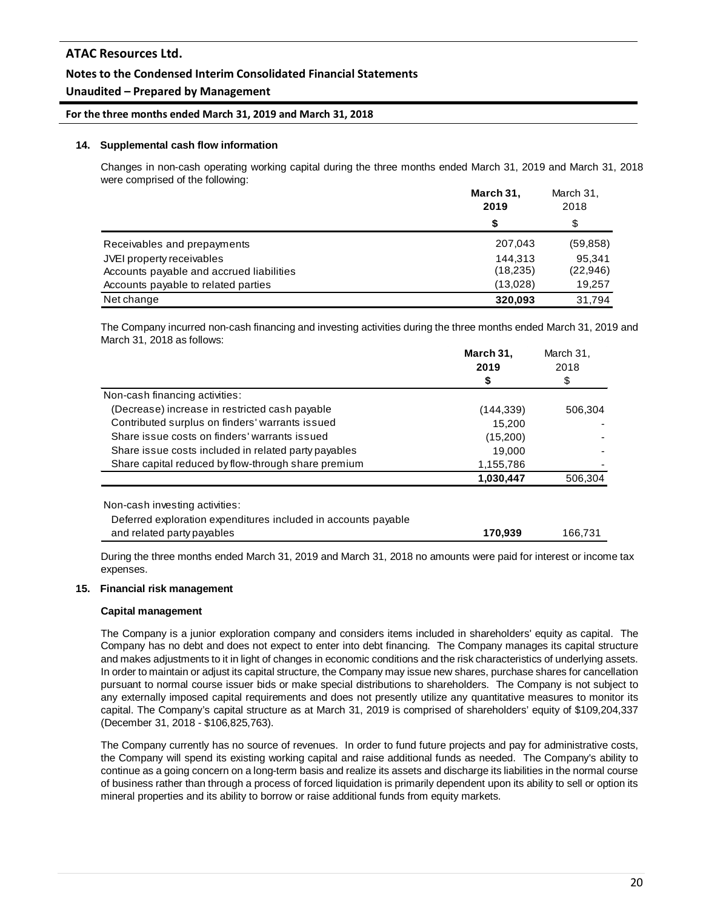### 14. Supplemental cash flow information

Changes in non-cash operating working capital during the three months ended March 31, 2019 and March 31, 2018 were comprised of the following:

| | March 31, 2019 | March 31, 2018 |
|---|---|---|
| | $ | $ |
| Receivables and prepayments | 207,043 | (59,858) |
| JVEI property receivables | 144,313 | 95,341 |
| Accounts payable and accrued liabilities | (18,235) | (22,946) |
| Accounts payable to related parties | (13,028) | 19,257 |
| Net change | **320,093** | 31,794 |

The Company incurred non-cash financing and investing activities during the three months ended March 31, 2019 and March 31, 2018 as follows:

| | March 31, 2019 | March 31, 2018 |
|---|---|---|
| | $ | $ |
| Non-cash financing activities: | | |
| (Decrease) increase in restricted cash payable | (144,339) | 506,304 |
| Contributed surplus on finders' warrants issued | 15,200 | - |
| Share issue costs on finders' warrants issued | (15,200) | - |
| Share issue costs included in related party payables | 19,000 | - |
| Share capital reduced by flow-through share premium | 1,155,786 | - |
| | **1,030,447** | 506,304 |
| Non-cash investing activities: | | |
| Deferred exploration expenditures included in accounts payable and related party payables | **170,939** | 166,731 |

During the three months ended March 31, 2019 and March 31, 2018 no amounts were paid for interest or income tax expenses.

### 15. Financial risk management

**Capital management**

The Company is a junior exploration company and considers items included in shareholders' equity as capital. The Company has no debt and does not expect to enter into debt financing. The Company manages its capital structure and makes adjustments to it in light of changes in economic conditions and the risk characteristics of underlying assets. In order to maintain or adjust its capital structure, the Company may issue new shares, purchase shares for cancellation pursuant to normal course issuer bids or make special distributions to shareholders. The Company is not subject to any externally imposed capital requirements and does not presently utilize any quantitative measures to monitor its capital. The Company's capital structure as at March 31, 2019 is comprised of shareholders' equity of $109,204,337 (December 31, 2018 - $106,825,763).

The Company currently has no source of revenues. In order to fund future projects and pay for administrative costs, the Company will spend its existing working capital and raise additional funds as needed. The Company's ability to continue as a going concern on a long-term basis and realize its assets and discharge its liabilities in the normal course of business rather than through a process of forced liquidation is primarily dependent upon its ability to sell or option its mineral properties and its ability to borrow or raise additional funds from equity markets.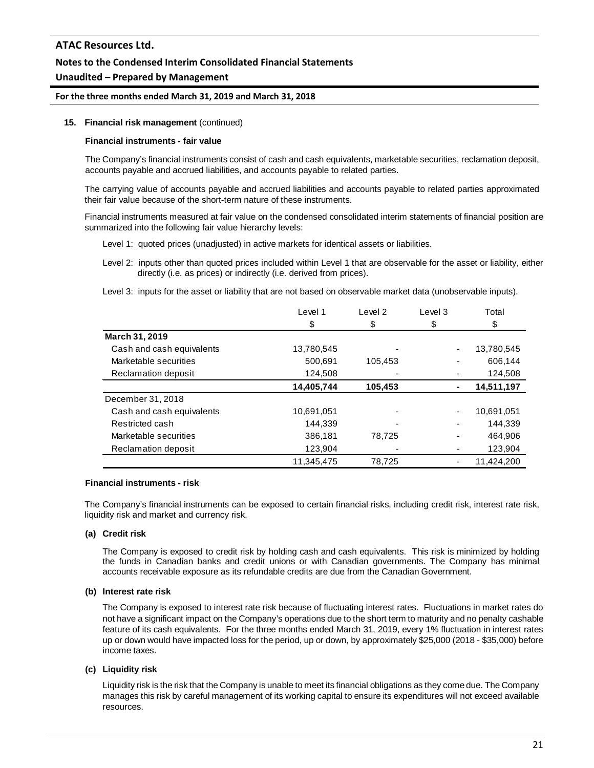**15. Financial risk management** (continued)

**Financial instruments - fair value**

The Company's financial instruments consist of cash and cash equivalents, marketable securities, reclamation deposit, accounts payable and accrued liabilities, and accounts payable to related parties.

The carrying value of accounts payable and accrued liabilities and accounts payable to related parties approximated their fair value because of the short-term nature of these instruments.

Financial instruments measured at fair value on the condensed consolidated interim statements of financial position are summarized into the following fair value hierarchy levels:

Level 1: quoted prices (unadjusted) in active markets for identical assets or liabilities.

Level 2: inputs other than quoted prices included within Level 1 that are observable for the asset or liability, either directly (i.e. as prices) or indirectly (i.e. derived from prices).

Level 3: inputs for the asset or liability that are not based on observable market data (unobservable inputs).

| | Level 1 | Level 2 | Level 3 | Total |
|---|---|---|---|---|
| | $ | $ | $ | $ |
| **March 31, 2019** | | | | |
| Cash and cash equivalents | 13,780,545 | - | - | 13,780,545 |
| Marketable securities | 500,691 | 105,453 | - | 606,144 |
| Reclamation deposit | 124,508 | - | - | 124,508 |
| | **14,405,744** | **105,453** | **-** | **14,511,197** |
| December 31, 2018 | | | | |
| Cash and cash equivalents | 10,691,051 | - | - | 10,691,051 |
| Restricted cash | 144,339 | - | - | 144,339 |
| Marketable securities | 386,181 | 78,725 | - | 464,906 |
| Reclamation deposit | 123,904 | - | - | 123,904 |
| | 11,345,475 | 78,725 | - | 11,424,200 |

**Financial instruments - risk**

The Company's financial instruments can be exposed to certain financial risks, including credit risk, interest rate risk, liquidity risk and market and currency risk.

**(a) Credit risk**

The Company is exposed to credit risk by holding cash and cash equivalents. This risk is minimized by holding the funds in Canadian banks and credit unions or with Canadian governments. The Company has minimal accounts receivable exposure as its refundable credits are due from the Canadian Government.

**(b) Interest rate risk**

The Company is exposed to interest rate risk because of fluctuating interest rates. Fluctuations in market rates do not have a significant impact on the Company's operations due to the short term to maturity and no penalty cashable feature of its cash equivalents. For the three months ended March 31, 2019, every 1% fluctuation in interest rates up or down would have impacted loss for the period, up or down, by approximately $25,000 (2018 - $35,000) before income taxes.

**(c) Liquidity risk**

Liquidity risk is the risk that the Company is unable to meet its financial obligations as they come due. The Company manages this risk by careful management of its working capital to ensure its expenditures will not exceed available resources.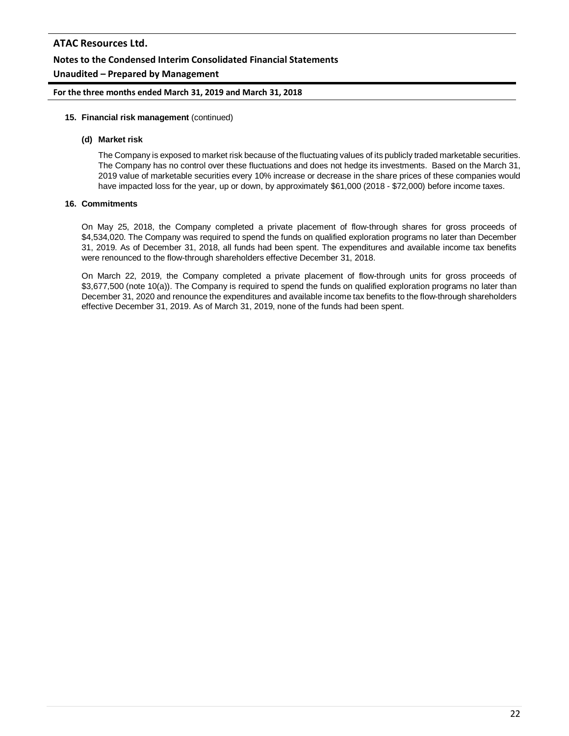**15. Financial risk management** (continued)

**(d) Market risk**

The Company is exposed to market risk because of the fluctuating values of its publicly traded marketable securities. The Company has no control over these fluctuations and does not hedge its investments. Based on the March 31, 2019 value of marketable securities every 10% increase or decrease in the share prices of these companies would have impacted loss for the year, up or down, by approximately $61,000 (2018 - $72,000) before income taxes.

**16. Commitments**

On May 25, 2018, the Company completed a private placement of flow-through shares for gross proceeds of $4,534,020. The Company was required to spend the funds on qualified exploration programs no later than December 31, 2019. As of December 31, 2018, all funds had been spent. The expenditures and available income tax benefits were renounced to the flow-through shareholders effective December 31, 2018.

On March 22, 2019, the Company completed a private placement of flow-through units for gross proceeds of $3,677,500 (note 10(a)). The Company is required to spend the funds on qualified exploration programs no later than December 31, 2020 and renounce the expenditures and available income tax benefits to the flow-through shareholders effective December 31, 2019. As of March 31, 2019, none of the funds had been spent.